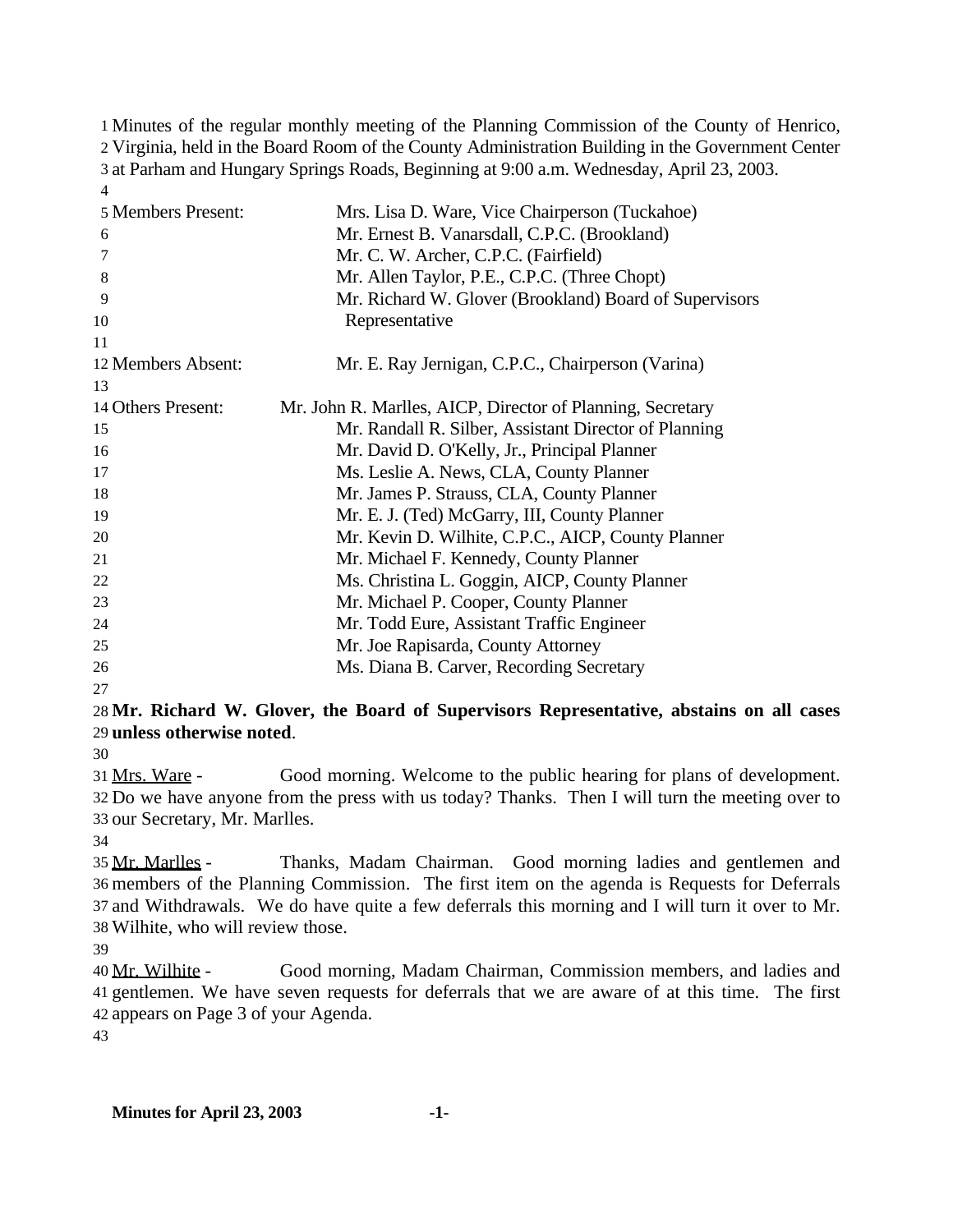Minutes of the regular monthly meeting of the Planning Commission of the County of Henrico, Virginia, held in the Board Room of the County Administration Building in the Government Center at Parham and Hungary Springs Roads, Beginning at 9:00 a.m. Wednesday, April 23, 2003.

| | |
|---|---|
| Members Present: | Mrs. Lisa D. Ware, Vice Chairperson (Tuckahoe) |
| | Mr. Ernest B. Vanarsdall, C.P.C. (Brookland) |
| | Mr. C. W. Archer, C.P.C. (Fairfield) |
| | Mr. Allen Taylor, P.E., C.P.C. (Three Chopt) |
| | Mr. Richard W. Glover (Brookland) Board of Supervisors Representative |
| Members Absent: | Mr. E. Ray Jernigan, C.P.C., Chairperson (Varina) |
| Others Present: | Mr. John R. Marlles, AICP, Director of Planning, Secretary |
| | Mr. Randall R. Silber, Assistant Director of Planning |
| | Mr. David D. O'Kelly, Jr., Principal Planner |
| | Ms. Leslie A. News, CLA, County Planner |
| | Mr. James P. Strauss, CLA, County Planner |
| | Mr. E. J. (Ted) McGarry, III, County Planner |
| | Mr. Kevin D. Wilhite, C.P.C., AICP, County Planner |
| | Mr. Michael F. Kennedy, County Planner |
| | Ms. Christina L. Goggin, AICP, County Planner |
| | Mr. Michael P. Cooper, County Planner |
| | Mr. Todd Eure, Assistant Traffic Engineer |
| | Mr. Joe Rapisarda, County Attorney |
| | Ms. Diana B. Carver, Recording Secretary |

**Mr. Richard W. Glover, the Board of Supervisors Representative, abstains on all cases unless otherwise noted**.

Mrs. Ware - Good morning. Welcome to the public hearing for plans of development. Do we have anyone from the press with us today? Thanks. Then I will turn the meeting over to our Secretary, Mr. Marlles.

Mr. Marlles - Thanks, Madam Chairman. Good morning ladies and gentlemen and members of the Planning Commission. The first item on the agenda is Requests for Deferrals and Withdrawals. We do have quite a few deferrals this morning and I will turn it over to Mr. Wilhite, who will review those.

Mr. Wilhite - Good morning, Madam Chairman, Commission members, and ladies and gentlemen. We have seven requests for deferrals that we are aware of at this time. The first appears on Page 3 of your Agenda.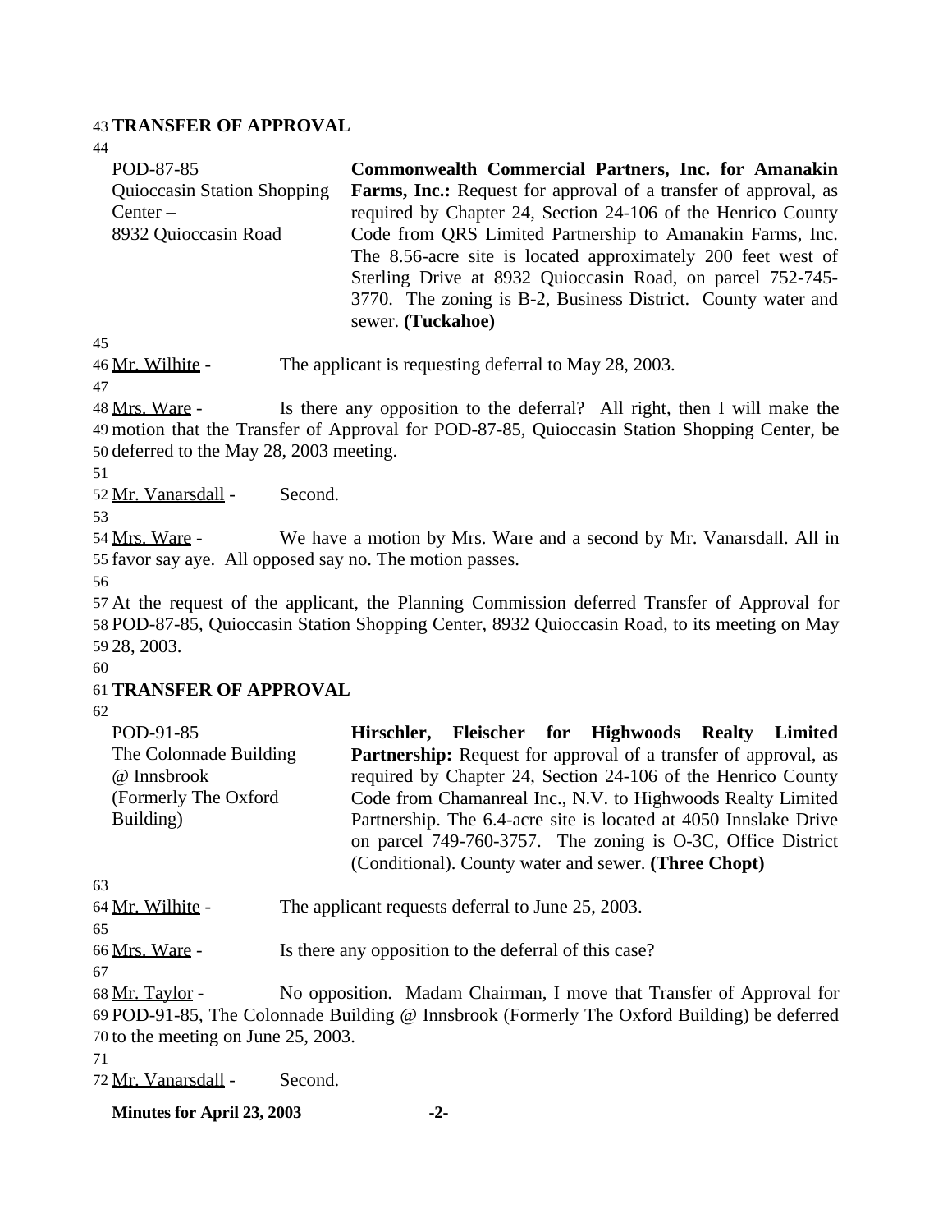**TRANSFER OF APPROVAL**

| | |
|---|---|
| POD-87-85<br>Quioccasin Station Shopping Center –<br>8932 Quioccasin Road | **Commonwealth Commercial Partners, Inc. for Amanakin Farms, Inc.:** Request for approval of a transfer of approval, as required by Chapter 24, Section 24-106 of the Henrico County Code from QRS Limited Partnership to Amanakin Farms, Inc. The 8.56-acre site is located approximately 200 feet west of Sterling Drive at 8932 Quioccasin Road, on parcel 752-745-3770. The zoning is B-2, Business District. County water and sewer. **(Tuckahoe)** |

Mr. Wilhite - The applicant is requesting deferral to May 28, 2003.

Mrs. Ware - Is there any opposition to the deferral? All right, then I will make the motion that the Transfer of Approval for POD-87-85, Quioccasin Station Shopping Center, be deferred to the May 28, 2003 meeting.

Mr. Vanarsdall - Second.

Mrs. Ware - We have a motion by Mrs. Ware and a second by Mr. Vanarsdall. All in favor say aye. All opposed say no. The motion passes.

At the request of the applicant, the Planning Commission deferred Transfer of Approval for POD-87-85, Quioccasin Station Shopping Center, 8932 Quioccasin Road, to its meeting on May 28, 2003.

**TRANSFER OF APPROVAL**

| | |
|---|---|
| POD-91-85<br>The Colonnade Building @ Innsbrook<br>(Formerly The Oxford Building) | **Hirschler, Fleischer for Highwoods Realty Limited Partnership:** Request for approval of a transfer of approval, as required by Chapter 24, Section 24-106 of the Henrico County Code from Chamanreal Inc., N.V. to Highwoods Realty Limited Partnership. The 6.4-acre site is located at 4050 Innslake Drive on parcel 749-760-3757. The zoning is O-3C, Office District (Conditional). County water and sewer. **(Three Chopt)** |

Mr. Wilhite - The applicant requests deferral to June 25, 2003.

Mrs. Ware - Is there any opposition to the deferral of this case?

Mr. Taylor - No opposition. Madam Chairman, I move that Transfer of Approval for POD-91-85, The Colonnade Building @ Innsbrook (Formerly The Oxford Building) be deferred to the meeting on June 25, 2003.

Mr. Vanarsdall - Second.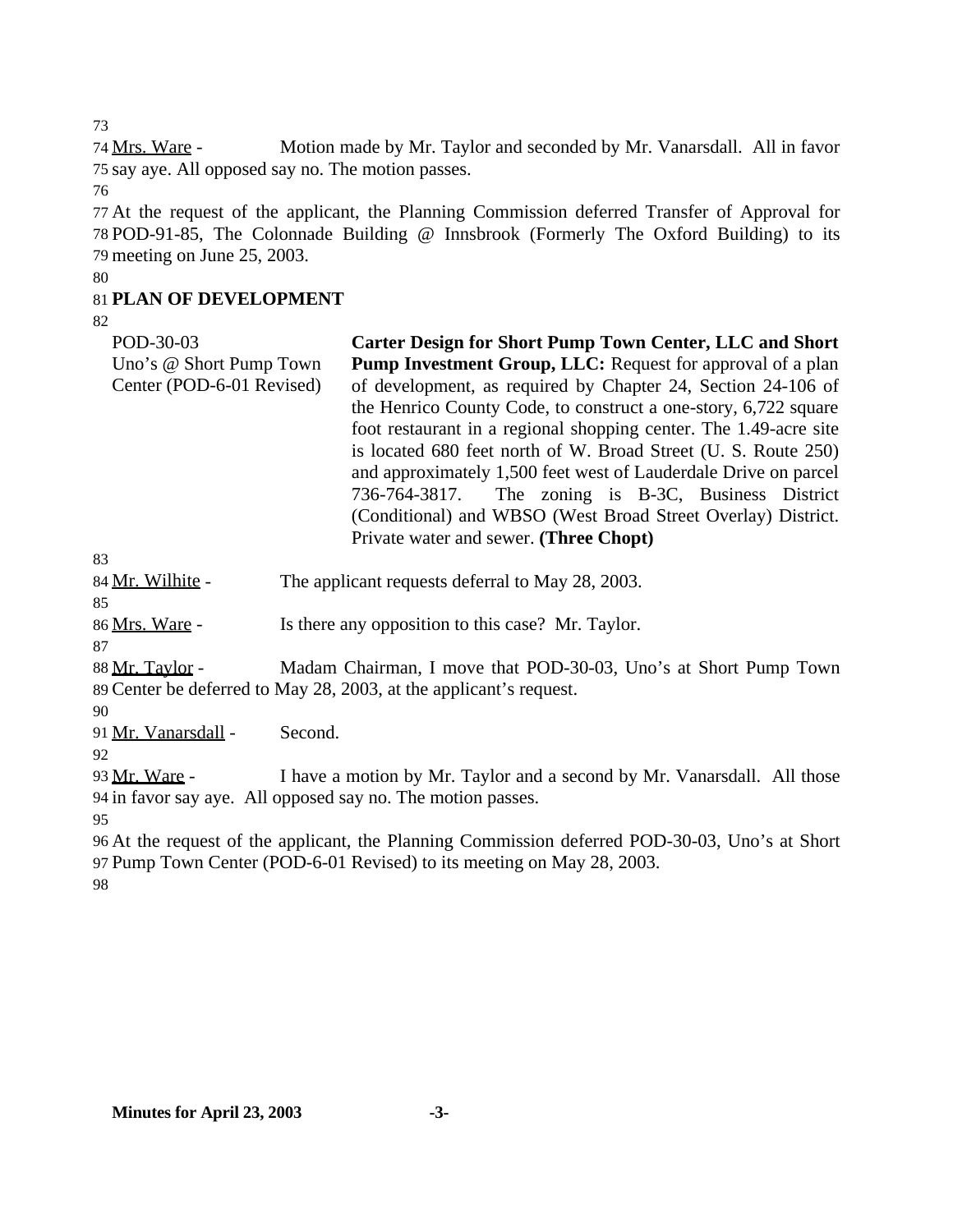Mrs. Ware - Motion made by Mr. Taylor and seconded by Mr. Vanarsdall. All in favor say aye. All opposed say no. The motion passes.

At the request of the applicant, the Planning Commission deferred Transfer of Approval for POD-91-85, The Colonnade Building @ Innsbrook (Formerly The Oxford Building) to its meeting on June 25, 2003.

**PLAN OF DEVELOPMENT**

| | |
|---|---|
| POD-30-03<br>Uno's @ Short Pump Town Center (POD-6-01 Revised) | **Carter Design for Short Pump Town Center, LLC and Short Pump Investment Group, LLC:** Request for approval of a plan of development, as required by Chapter 24, Section 24-106 of the Henrico County Code, to construct a one-story, 6,722 square foot restaurant in a regional shopping center. The 1.49-acre site is located 680 feet north of W. Broad Street (U. S. Route 250) and approximately 1,500 feet west of Lauderdale Drive on parcel 736-764-3817. The zoning is B-3C, Business District (Conditional) and WBSO (West Broad Street Overlay) District. Private water and sewer. **(Three Chopt)** |

Mr. Wilhite - The applicant requests deferral to May 28, 2003.

Mrs. Ware - Is there any opposition to this case? Mr. Taylor.

Mr. Taylor - Madam Chairman, I move that POD-30-03, Uno's at Short Pump Town Center be deferred to May 28, 2003, at the applicant's request.

Mr. Vanarsdall - Second.

Mr. Ware - I have a motion by Mr. Taylor and a second by Mr. Vanarsdall. All those in favor say aye. All opposed say no. The motion passes.

At the request of the applicant, the Planning Commission deferred POD-30-03, Uno's at Short Pump Town Center (POD-6-01 Revised) to its meeting on May 28, 2003.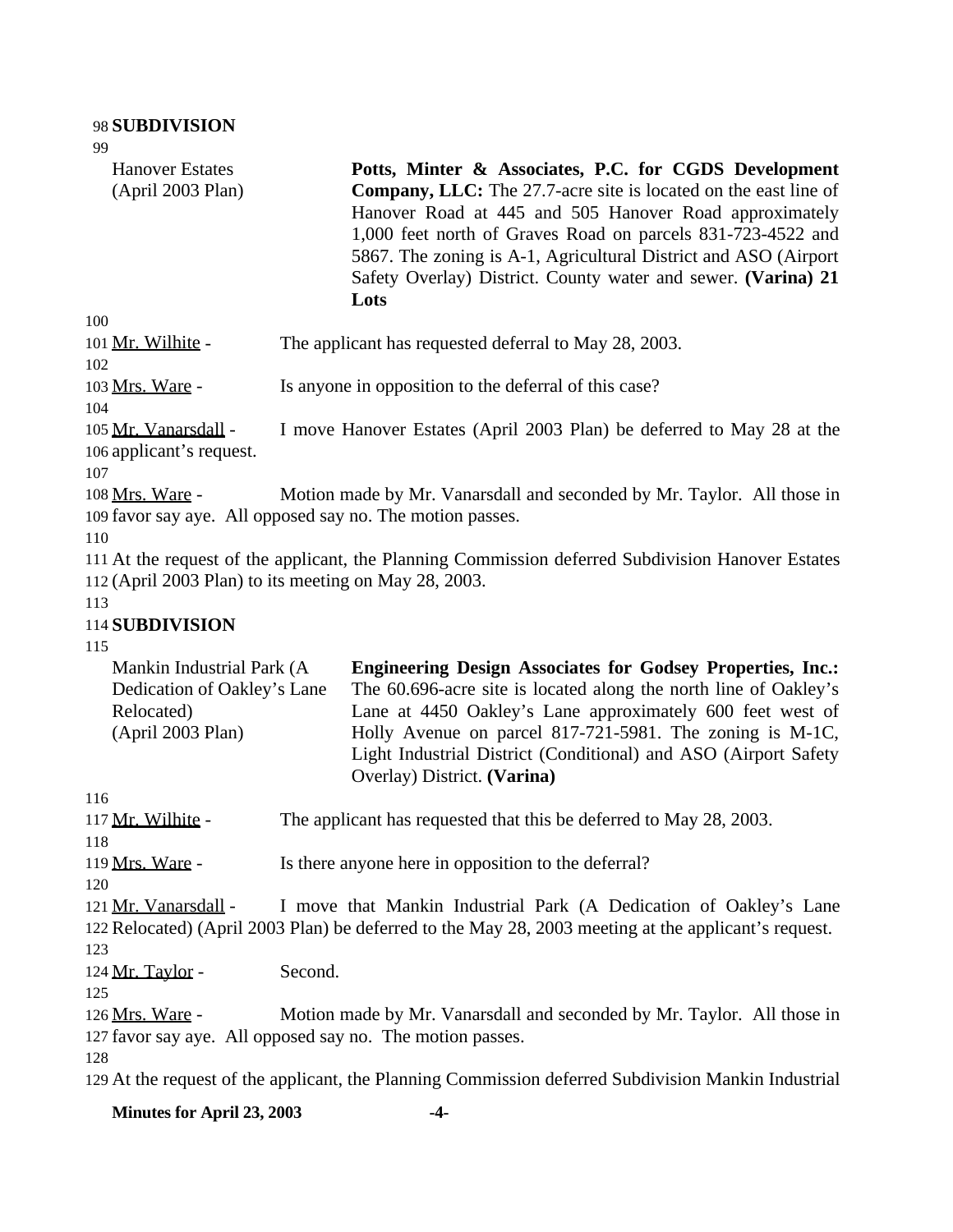**SUBDIVISION**

| | |
|---|---|
| Hanover Estates (April 2003 Plan) | **Potts, Minter & Associates, P.C. for CGDS Development Company, LLC:** The 27.7-acre site is located on the east line of Hanover Road at 445 and 505 Hanover Road approximately 1,000 feet north of Graves Road on parcels 831-723-4522 and 5867. The zoning is A-1, Agricultural District and ASO (Airport Safety Overlay) District. County water and sewer. **(Varina) 21 Lots** |

Mr. Wilhite - The applicant has requested deferral to May 28, 2003.

Mrs. Ware - Is anyone in opposition to the deferral of this case?

Mr. Vanarsdall - I move Hanover Estates (April 2003 Plan) be deferred to May 28 at the applicant's request.

Mrs. Ware - Motion made by Mr. Vanarsdall and seconded by Mr. Taylor. All those in favor say aye. All opposed say no. The motion passes.

At the request of the applicant, the Planning Commission deferred Subdivision Hanover Estates (April 2003 Plan) to its meeting on May 28, 2003.

**SUBDIVISION**

| | |
|---|---|
| Mankin Industrial Park (A Dedication of Oakley's Lane Relocated) (April 2003 Plan) | **Engineering Design Associates for Godsey Properties, Inc.:** The 60.696-acre site is located along the north line of Oakley's Lane at 4450 Oakley's Lane approximately 600 feet west of Holly Avenue on parcel 817-721-5981. The zoning is M-1C, Light Industrial District (Conditional) and ASO (Airport Safety Overlay) District. **(Varina)** |

Mr. Wilhite - The applicant has requested that this be deferred to May 28, 2003.

Mrs. Ware - Is there anyone here in opposition to the deferral?

Mr. Vanarsdall - I move that Mankin Industrial Park (A Dedication of Oakley's Lane Relocated) (April 2003 Plan) be deferred to the May 28, 2003 meeting at the applicant's request.

Mr. Taylor - Second.

Mrs. Ware - Motion made by Mr. Vanarsdall and seconded by Mr. Taylor. All those in favor say aye. All opposed say no. The motion passes.

At the request of the applicant, the Planning Commission deferred Subdivision Mankin Industrial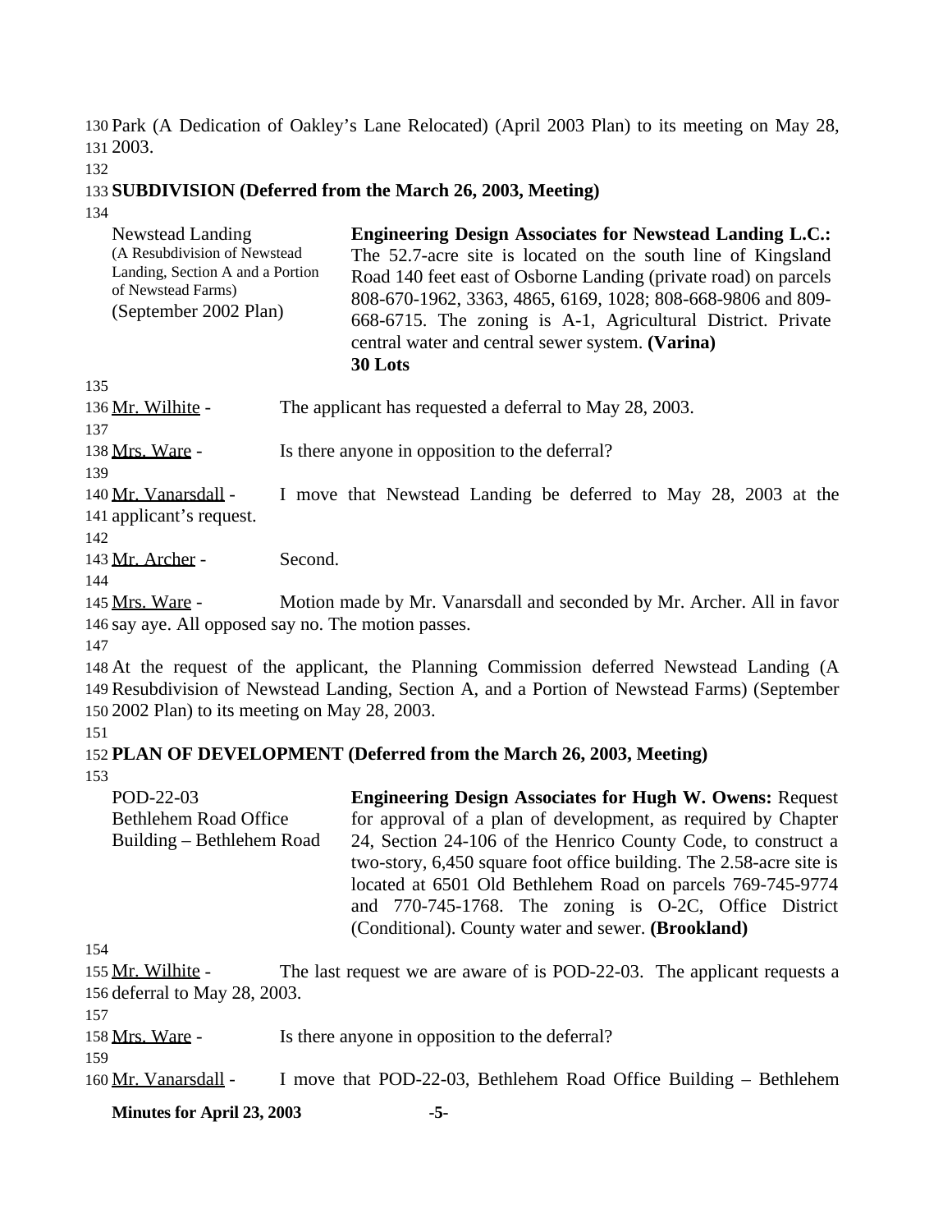Park (A Dedication of Oakley's Lane Relocated) (April 2003 Plan) to its meeting on May 28, 2003.

**SUBDIVISION (Deferred from the March 26, 2003, Meeting)**

| Newstead Landing (A Resubdivision of Newstead Landing, Section A and a Portion of Newstead Farms) (September 2002 Plan) | **Engineering Design Associates for Newstead Landing L.C.:** The 52.7-acre site is located on the south line of Kingsland Road 140 feet east of Osborne Landing (private road) on parcels 808-670-1962, 3363, 4865, 6169, 1028; 808-668-9806 and 809-668-6715. The zoning is A-1, Agricultural District. Private central water and central sewer system. **(Varina)** **30 Lots** |
|---|---|

Mr. Wilhite - The applicant has requested a deferral to May 28, 2003.

Mrs. Ware - Is there anyone in opposition to the deferral?

Mr. Vanarsdall - I move that Newstead Landing be deferred to May 28, 2003 at the applicant's request.

Mr. Archer - Second.

Mrs. Ware - Motion made by Mr. Vanarsdall and seconded by Mr. Archer. All in favor say aye. All opposed say no. The motion passes.

At the request of the applicant, the Planning Commission deferred Newstead Landing (A Resubdivision of Newstead Landing, Section A, and a Portion of Newstead Farms) (September 2002 Plan) to its meeting on May 28, 2003.

**PLAN OF DEVELOPMENT (Deferred from the March 26, 2003, Meeting)**

| POD-22-03 Bethlehem Road Office Building – Bethlehem Road | **Engineering Design Associates for Hugh W. Owens:** Request for approval of a plan of development, as required by Chapter 24, Section 24-106 of the Henrico County Code, to construct a two-story, 6,450 square foot office building. The 2.58-acre site is located at 6501 Old Bethlehem Road on parcels 769-745-9774 and 770-745-1768. The zoning is O-2C, Office District (Conditional). County water and sewer. **(Brookland)** |
|---|---|

Mr. Wilhite - The last request we are aware of is POD-22-03. The applicant requests a deferral to May 28, 2003.

Mrs. Ware - Is there anyone in opposition to the deferral?

Mr. Vanarsdall - I move that POD-22-03, Bethlehem Road Office Building – Bethlehem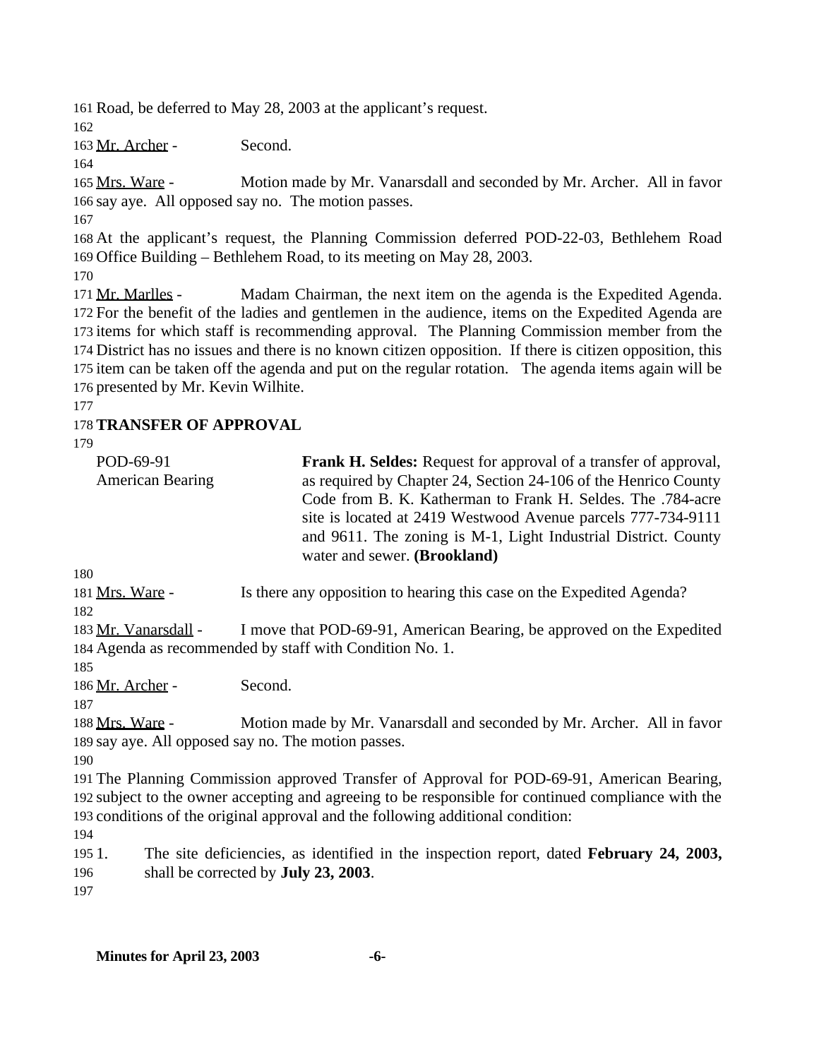Road, be deferred to May 28, 2003 at the applicant's request.

Mr. Archer - Second.

Mrs. Ware - Motion made by Mr. Vanarsdall and seconded by Mr. Archer. All in favor say aye. All opposed say no. The motion passes.

At the applicant's request, the Planning Commission deferred POD-22-03, Bethlehem Road Office Building – Bethlehem Road, to its meeting on May 28, 2003.

Mr. Marlles - Madam Chairman, the next item on the agenda is the Expedited Agenda. For the benefit of the ladies and gentlemen in the audience, items on the Expedited Agenda are items for which staff is recommending approval. The Planning Commission member from the District has no issues and there is no known citizen opposition. If there is citizen opposition, this item can be taken off the agenda and put on the regular rotation. The agenda items again will be presented by Mr. Kevin Wilhite.

**TRANSFER OF APPROVAL**

POD-69-91
American Bearing

**Frank H. Seldes:** Request for approval of a transfer of approval, as required by Chapter 24, Section 24-106 of the Henrico County Code from B. K. Katherman to Frank H. Seldes. The .784-acre site is located at 2419 Westwood Avenue parcels 777-734-9111 and 9611. The zoning is M-1, Light Industrial District. County water and sewer. **(Brookland)**

Mrs. Ware - Is there any opposition to hearing this case on the Expedited Agenda?

Mr. Vanarsdall - I move that POD-69-91, American Bearing, be approved on the Expedited Agenda as recommended by staff with Condition No. 1.

Mr. Archer - Second.

Mrs. Ware - Motion made by Mr. Vanarsdall and seconded by Mr. Archer. All in favor say aye. All opposed say no. The motion passes.

The Planning Commission approved Transfer of Approval for POD-69-91, American Bearing, subject to the owner accepting and agreeing to be responsible for continued compliance with the conditions of the original approval and the following additional condition:

1. The site deficiencies, as identified in the inspection report, dated **February 24, 2003,** shall be corrected by **July 23, 2003**.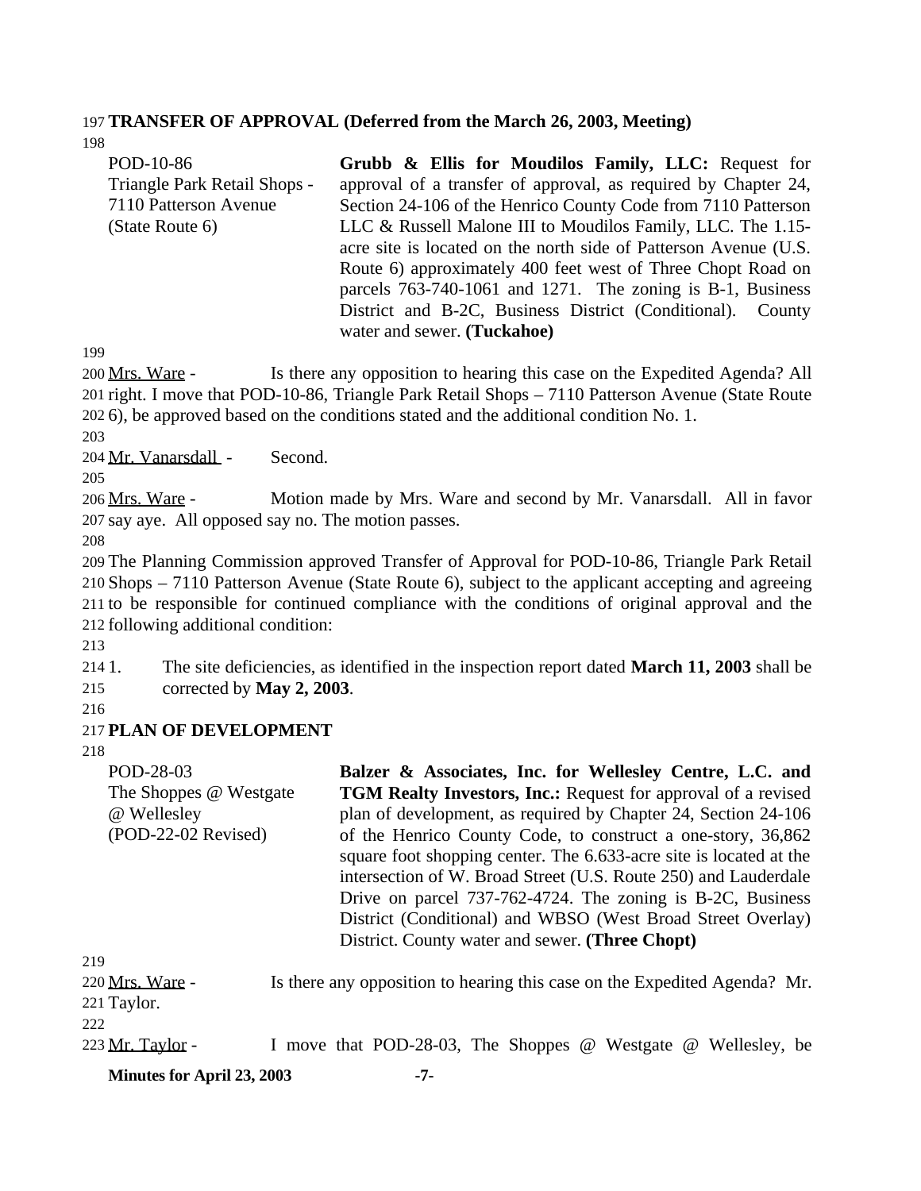**TRANSFER OF APPROVAL (Deferred from the March 26, 2003, Meeting)**

| | |
|---|---|
| POD-10-86<br>Triangle Park Retail Shops - 7110 Patterson Avenue (State Route 6) | **Grubb & Ellis for Moudilos Family, LLC:** Request for approval of a transfer of approval, as required by Chapter 24, Section 24-106 of the Henrico County Code from 7110 Patterson LLC & Russell Malone III to Moudilos Family, LLC. The 1.15-acre site is located on the north side of Patterson Avenue (U.S. Route 6) approximately 400 feet west of Three Chopt Road on parcels 763-740-1061 and 1271. The zoning is B-1, Business District and B-2C, Business District (Conditional). County water and sewer. **(Tuckahoe)** |

Mrs. Ware - Is there any opposition to hearing this case on the Expedited Agenda? All right. I move that POD-10-86, Triangle Park Retail Shops – 7110 Patterson Avenue (State Route 6), be approved based on the conditions stated and the additional condition No. 1.

Mr. Vanarsdall - Second.

Mrs. Ware - Motion made by Mrs. Ware and second by Mr. Vanarsdall. All in favor say aye. All opposed say no. The motion passes.

The Planning Commission approved Transfer of Approval for POD-10-86, Triangle Park Retail Shops – 7110 Patterson Avenue (State Route 6), subject to the applicant accepting and agreeing to be responsible for continued compliance with the conditions of original approval and the following additional condition:

1. The site deficiencies, as identified in the inspection report dated **March 11, 2003** shall be corrected by **May 2, 2003**.

**PLAN OF DEVELOPMENT**

| | |
|---|---|
| POD-28-03<br>The Shoppes @ Westgate @ Wellesley<br>(POD-22-02 Revised) | **Balzer & Associates, Inc. for Wellesley Centre, L.C. and TGM Realty Investors, Inc.:** Request for approval of a revised plan of development, as required by Chapter 24, Section 24-106 of the Henrico County Code, to construct a one-story, 36,862 square foot shopping center. The 6.633-acre site is located at the intersection of W. Broad Street (U.S. Route 250) and Lauderdale Drive on parcel 737-762-4724. The zoning is B-2C, Business District (Conditional) and WBSO (West Broad Street Overlay) District. County water and sewer. **(Three Chopt)** |

Mrs. Ware - Is there any opposition to hearing this case on the Expedited Agenda? Mr. Taylor.

Mr. Taylor - I move that POD-28-03, The Shoppes @ Westgate @ Wellesley, be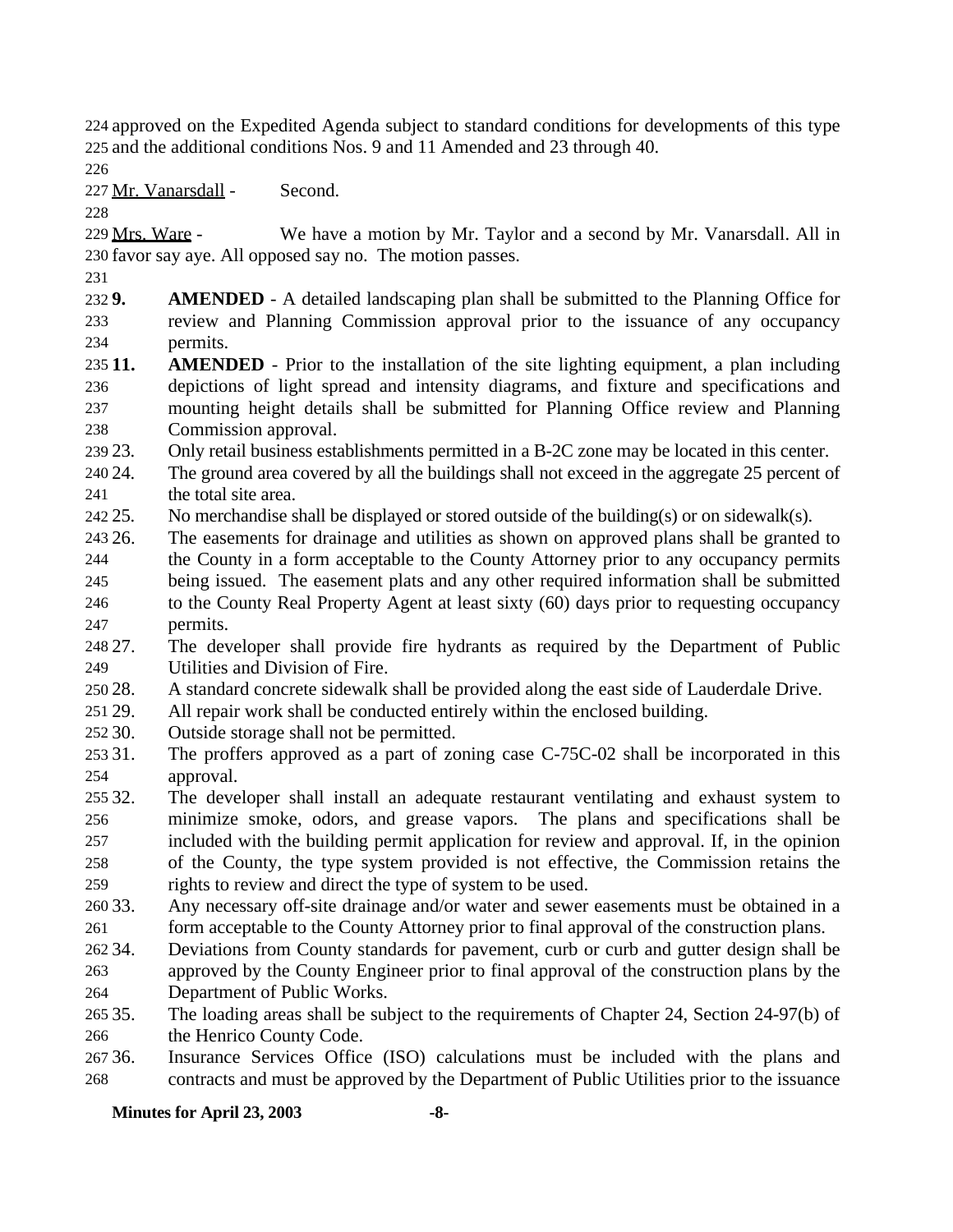approved on the Expedited Agenda subject to standard conditions for developments of this type and the additional conditions Nos. 9 and 11 Amended and 23 through 40.

Mr. Vanarsdall - Second.

Mrs. Ware - We have a motion by Mr. Taylor and a second by Mr. Vanarsdall. All in favor say aye. All opposed say no. The motion passes.

**9.** **AMENDED** - A detailed landscaping plan shall be submitted to the Planning Office for review and Planning Commission approval prior to the issuance of any occupancy permits.

**11.** **AMENDED** - Prior to the installation of the site lighting equipment, a plan including depictions of light spread and intensity diagrams, and fixture and specifications and mounting height details shall be submitted for Planning Office review and Planning Commission approval.

23. Only retail business establishments permitted in a B-2C zone may be located in this center.

24. The ground area covered by all the buildings shall not exceed in the aggregate 25 percent of the total site area.

25. No merchandise shall be displayed or stored outside of the building(s) or on sidewalk(s).

26. The easements for drainage and utilities as shown on approved plans shall be granted to the County in a form acceptable to the County Attorney prior to any occupancy permits being issued. The easement plats and any other required information shall be submitted to the County Real Property Agent at least sixty (60) days prior to requesting occupancy permits.

27. The developer shall provide fire hydrants as required by the Department of Public Utilities and Division of Fire.

28. A standard concrete sidewalk shall be provided along the east side of Lauderdale Drive.

29. All repair work shall be conducted entirely within the enclosed building.

30. Outside storage shall not be permitted.

31. The proffers approved as a part of zoning case C-75C-02 shall be incorporated in this approval.

32. The developer shall install an adequate restaurant ventilating and exhaust system to minimize smoke, odors, and grease vapors. The plans and specifications shall be included with the building permit application for review and approval. If, in the opinion of the County, the type system provided is not effective, the Commission retains the rights to review and direct the type of system to be used.

33. Any necessary off-site drainage and/or water and sewer easements must be obtained in a form acceptable to the County Attorney prior to final approval of the construction plans.

34. Deviations from County standards for pavement, curb or curb and gutter design shall be approved by the County Engineer prior to final approval of the construction plans by the Department of Public Works.

35. The loading areas shall be subject to the requirements of Chapter 24, Section 24-97(b) of the Henrico County Code.

36. Insurance Services Office (ISO) calculations must be included with the plans and contracts and must be approved by the Department of Public Utilities prior to the issuance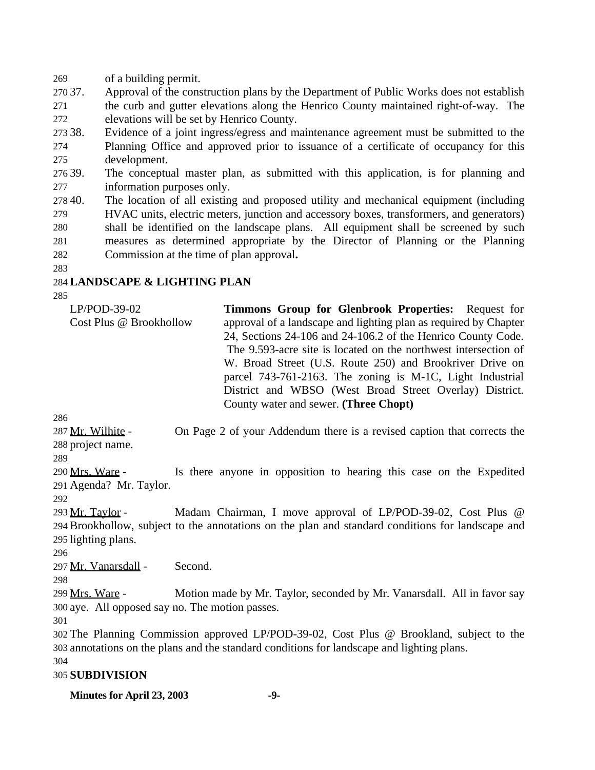of a building permit.

37. Approval of the construction plans by the Department of Public Works does not establish the curb and gutter elevations along the Henrico County maintained right-of-way. The elevations will be set by Henrico County.
38. Evidence of a joint ingress/egress and maintenance agreement must be submitted to the Planning Office and approved prior to issuance of a certificate of occupancy for this development.
39. The conceptual master plan, as submitted with this application, is for planning and information purposes only.
40. The location of all existing and proposed utility and mechanical equipment (including HVAC units, electric meters, junction and accessory boxes, transformers, and generators) shall be identified on the landscape plans. All equipment shall be screened by such measures as determined appropriate by the Director of Planning or the Planning Commission at the time of plan approval**.**

**LANDSCAPE & LIGHTING PLAN**

LP/POD-39-02
Cost Plus @ Brookhollow

**Timmons Group for Glenbrook Properties:** Request for approval of a landscape and lighting plan as required by Chapter 24, Sections 24-106 and 24-106.2 of the Henrico County Code. The 9.593-acre site is located on the northwest intersection of W. Broad Street (U.S. Route 250) and Brookriver Drive on parcel 743-761-2163. The zoning is M-1C, Light Industrial District and WBSO (West Broad Street Overlay) District. County water and sewer. **(Three Chopt)**

Mr. Wilhite - On Page 2 of your Addendum there is a revised caption that corrects the project name.

Mrs. Ware - Is there anyone in opposition to hearing this case on the Expedited Agenda? Mr. Taylor.

Mr. Taylor - Madam Chairman, I move approval of LP/POD-39-02, Cost Plus @ Brookhollow, subject to the annotations on the plan and standard conditions for landscape and lighting plans.

Mr. Vanarsdall - Second.

Mrs. Ware - Motion made by Mr. Taylor, seconded by Mr. Vanarsdall. All in favor say aye. All opposed say no. The motion passes.

The Planning Commission approved LP/POD-39-02, Cost Plus @ Brookland, subject to the annotations on the plans and the standard conditions for landscape and lighting plans.

**SUBDIVISION**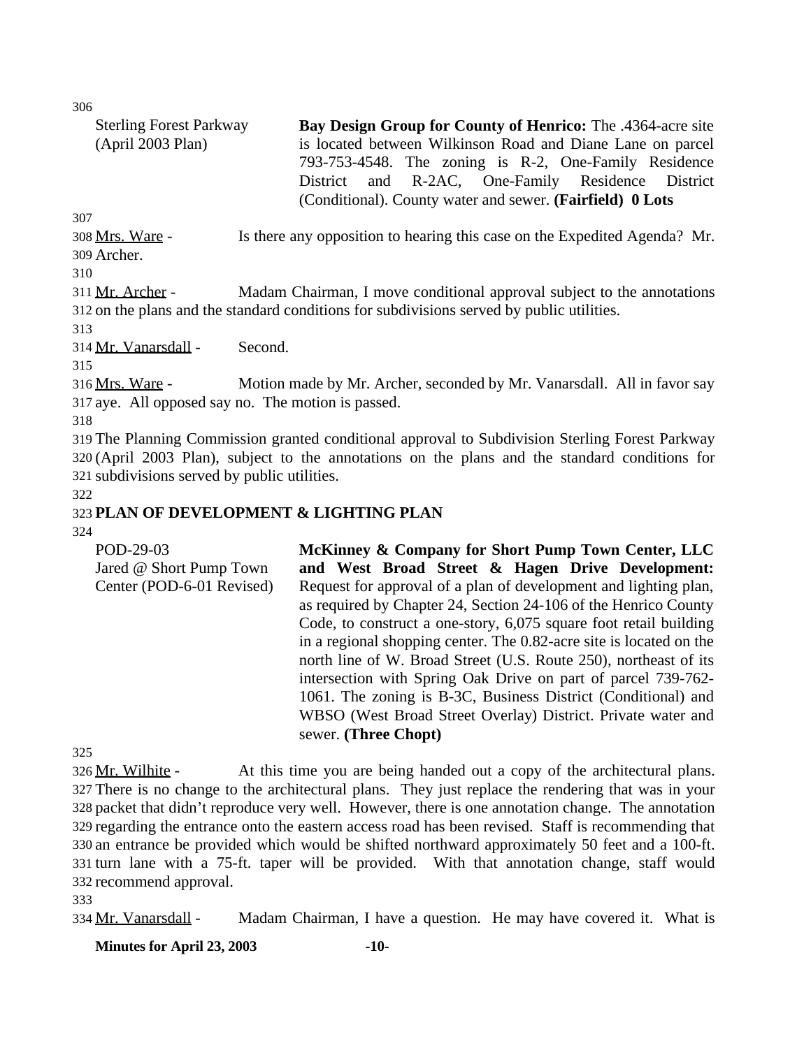Sterling Forest Parkway (April 2003 Plan)

**Bay Design Group for County of Henrico:** The .4364-acre site is located between Wilkinson Road and Diane Lane on parcel 793-753-4548. The zoning is R-2, One-Family Residence District and R-2AC, One-Family Residence District (Conditional). County water and sewer. **(Fairfield) 0 Lots**

Mrs. Ware - Is there any opposition to hearing this case on the Expedited Agenda? Mr. Archer.

Mr. Archer - Madam Chairman, I move conditional approval subject to the annotations on the plans and the standard conditions for subdivisions served by public utilities.

Mr. Vanarsdall - Second.

Mrs. Ware - Motion made by Mr. Archer, seconded by Mr. Vanarsdall. All in favor say aye. All opposed say no. The motion is passed.

The Planning Commission granted conditional approval to Subdivision Sterling Forest Parkway (April 2003 Plan), subject to the annotations on the plans and the standard conditions for subdivisions served by public utilities.

**PLAN OF DEVELOPMENT & LIGHTING PLAN**

POD-29-03
Jared @ Short Pump Town Center (POD-6-01 Revised)

**McKinney & Company for Short Pump Town Center, LLC and West Broad Street & Hagen Drive Development:** Request for approval of a plan of development and lighting plan, as required by Chapter 24, Section 24-106 of the Henrico County Code, to construct a one-story, 6,075 square foot retail building in a regional shopping center. The 0.82-acre site is located on the north line of W. Broad Street (U.S. Route 250), northeast of its intersection with Spring Oak Drive on part of parcel 739-762-1061. The zoning is B-3C, Business District (Conditional) and WBSO (West Broad Street Overlay) District. Private water and sewer. **(Three Chopt)**

Mr. Wilhite - At this time you are being handed out a copy of the architectural plans. There is no change to the architectural plans. They just replace the rendering that was in your packet that didn't reproduce very well. However, there is one annotation change. The annotation regarding the entrance onto the eastern access road has been revised. Staff is recommending that an entrance be provided which would be shifted northward approximately 50 feet and a 100-ft. turn lane with a 75-ft. taper will be provided. With that annotation change, staff would recommend approval.

Mr. Vanarsdall - Madam Chairman, I have a question. He may have covered it. What is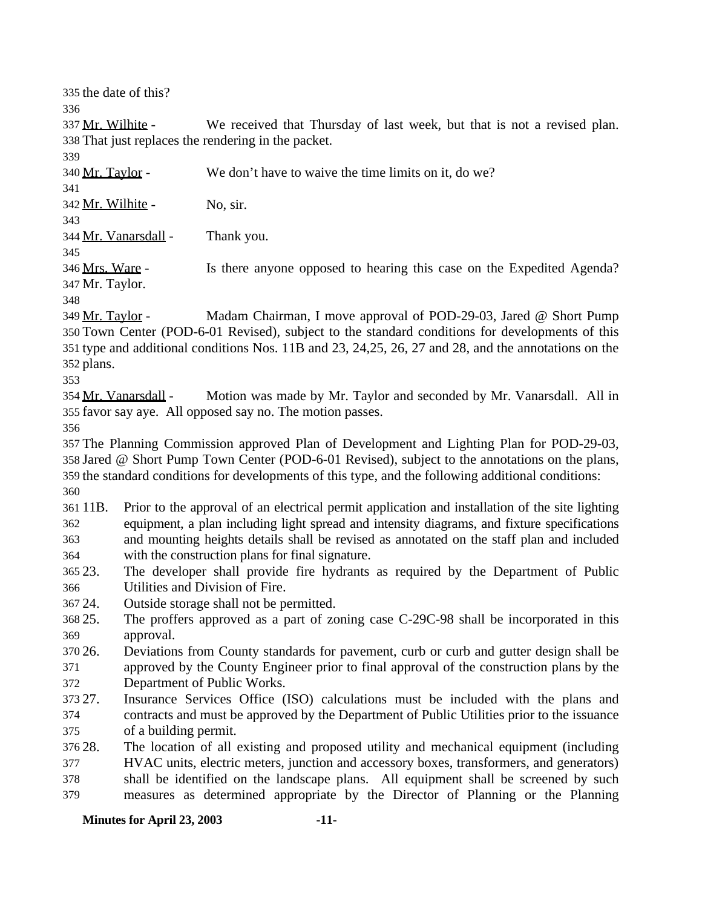the date of this?

Mr. Wilhite - We received that Thursday of last week, but that is not a revised plan. That just replaces the rendering in the packet.

Mr. Taylor - We don't have to waive the time limits on it, do we?

Mr. Wilhite - No, sir.

Mr. Vanarsdall - Thank you.

Mrs. Ware - Is there anyone opposed to hearing this case on the Expedited Agenda? Mr. Taylor.

Mr. Taylor - Madam Chairman, I move approval of POD-29-03, Jared @ Short Pump Town Center (POD-6-01 Revised), subject to the standard conditions for developments of this type and additional conditions Nos. 11B and 23, 24,25, 26, 27 and 28, and the annotations on the plans.

Mr. Vanarsdall - Motion was made by Mr. Taylor and seconded by Mr. Vanarsdall. All in favor say aye. All opposed say no. The motion passes.

The Planning Commission approved Plan of Development and Lighting Plan for POD-29-03, Jared @ Short Pump Town Center (POD-6-01 Revised), subject to the annotations on the plans, the standard conditions for developments of this type, and the following additional conditions:

11B. Prior to the approval of an electrical permit application and installation of the site lighting equipment, a plan including light spread and intensity diagrams, and fixture specifications and mounting heights details shall be revised as annotated on the staff plan and included with the construction plans for final signature.

23. The developer shall provide fire hydrants as required by the Department of Public Utilities and Division of Fire.

24. Outside storage shall not be permitted.

25. The proffers approved as a part of zoning case C-29C-98 shall be incorporated in this approval.

26. Deviations from County standards for pavement, curb or curb and gutter design shall be approved by the County Engineer prior to final approval of the construction plans by the Department of Public Works.

27. Insurance Services Office (ISO) calculations must be included with the plans and contracts and must be approved by the Department of Public Utilities prior to the issuance of a building permit.

28. The location of all existing and proposed utility and mechanical equipment (including HVAC units, electric meters, junction and accessory boxes, transformers, and generators) shall be identified on the landscape plans. All equipment shall be screened by such measures as determined appropriate by the Director of Planning or the Planning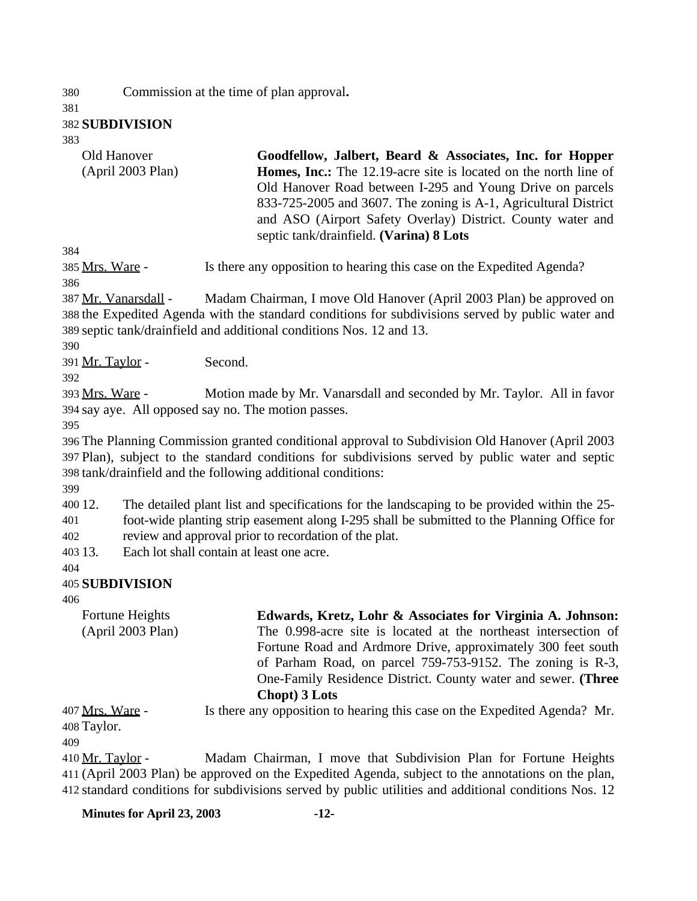Commission at the time of plan approval**.**

**SUBDIVISION**

| Old Hanover (April 2003 Plan) | **Goodfellow, Jalbert, Beard & Associates, Inc. for Hopper Homes, Inc.:** The 12.19-acre site is located on the north line of Old Hanover Road between I-295 and Young Drive on parcels 833-725-2005 and 3607. The zoning is A-1, Agricultural District and ASO (Airport Safety Overlay) District. County water and septic tank/drainfield. **(Varina) 8 Lots** |
|---|---|

Mrs. Ware - Is there any opposition to hearing this case on the Expedited Agenda?

Mr. Vanarsdall - Madam Chairman, I move Old Hanover (April 2003 Plan) be approved on the Expedited Agenda with the standard conditions for subdivisions served by public water and septic tank/drainfield and additional conditions Nos. 12 and 13.

Mr. Taylor - Second.

Mrs. Ware - Motion made by Mr. Vanarsdall and seconded by Mr. Taylor. All in favor say aye. All opposed say no. The motion passes.

The Planning Commission granted conditional approval to Subdivision Old Hanover (April 2003 Plan), subject to the standard conditions for subdivisions served by public water and septic tank/drainfield and the following additional conditions:

12. The detailed plant list and specifications for the landscaping to be provided within the 25-foot-wide planting strip easement along I-295 shall be submitted to the Planning Office for review and approval prior to recordation of the plat.
13. Each lot shall contain at least one acre.

**SUBDIVISION**

| Fortune Heights (April 2003 Plan) | **Edwards, Kretz, Lohr & Associates for Virginia A. Johnson:** The 0.998-acre site is located at the northeast intersection of Fortune Road and Ardmore Drive, approximately 300 feet south of Parham Road, on parcel 759-753-9152. The zoning is R-3, One-Family Residence District. County water and sewer. **(Three Chopt) 3 Lots** |
|---|---|

Mrs. Ware - Is there any opposition to hearing this case on the Expedited Agenda? Mr. Taylor.

Mr. Taylor - Madam Chairman, I move that Subdivision Plan for Fortune Heights (April 2003 Plan) be approved on the Expedited Agenda, subject to the annotations on the plan, standard conditions for subdivisions served by public utilities and additional conditions Nos. 12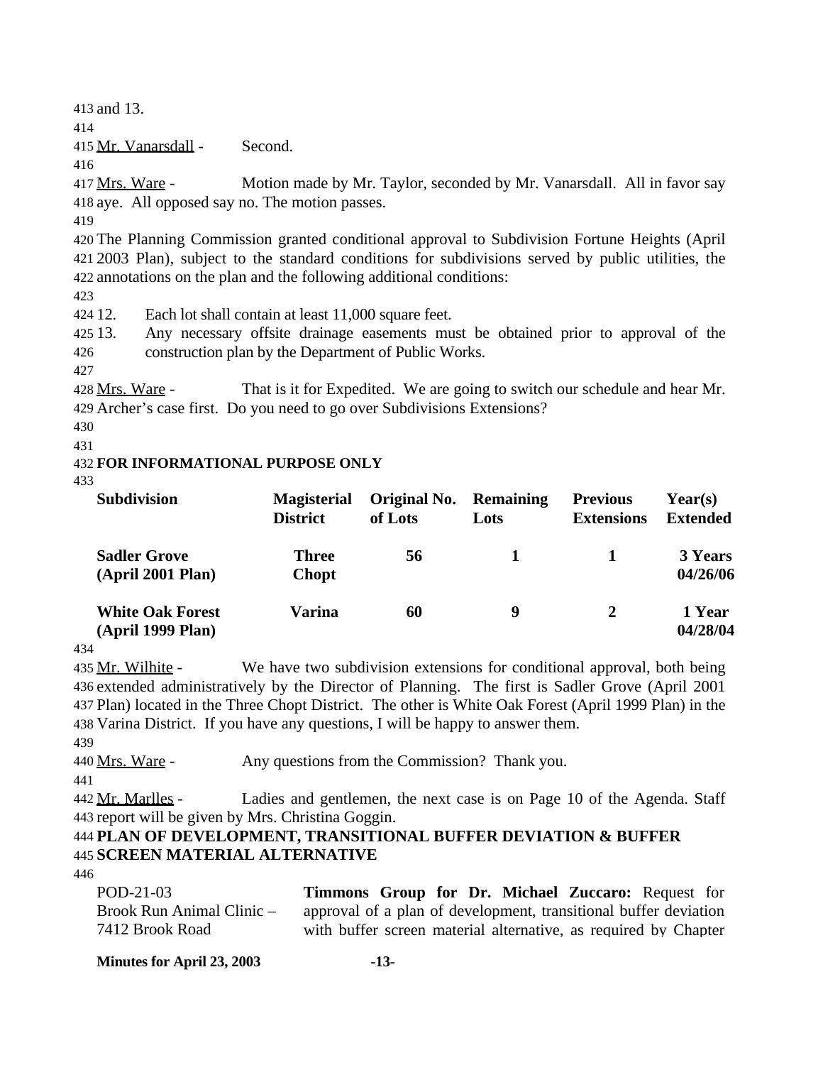and 13.

Mr. Vanarsdall - Second.

Mrs. Ware - Motion made by Mr. Taylor, seconded by Mr. Vanarsdall. All in favor say aye. All opposed say no. The motion passes.

The Planning Commission granted conditional approval to Subdivision Fortune Heights (April 2003 Plan), subject to the standard conditions for subdivisions served by public utilities, the annotations on the plan and the following additional conditions:

12. Each lot shall contain at least 11,000 square feet.
13. Any necessary offsite drainage easements must be obtained prior to approval of the construction plan by the Department of Public Works.

Mrs. Ware - That is it for Expedited. We are going to switch our schedule and hear Mr. Archer's case first. Do you need to go over Subdivisions Extensions?

**FOR INFORMATIONAL PURPOSE ONLY**

| Subdivision | Magisterial District | Original No. of Lots | Remaining Lots | Previous Extensions | Year(s) Extended |
|---|---|---|---|---|---|
| **Sadler Grove (April 2001 Plan)** | **Three Chopt** | **56** | **1** | **1** | **3 Years 04/26/06** |
| **White Oak Forest (April 1999 Plan)** | **Varina** | **60** | **9** | **2** | **1 Year 04/28/04** |

Mr. Wilhite - We have two subdivision extensions for conditional approval, both being extended administratively by the Director of Planning. The first is Sadler Grove (April 2001 Plan) located in the Three Chopt District. The other is White Oak Forest (April 1999 Plan) in the Varina District. If you have any questions, I will be happy to answer them.

Mrs. Ware - Any questions from the Commission? Thank you.

Mr. Marlles - Ladies and gentlemen, the next case is on Page 10 of the Agenda. Staff report will be given by Mrs. Christina Goggin.

**PLAN OF DEVELOPMENT, TRANSITIONAL BUFFER DEVIATION & BUFFER SCREEN MATERIAL ALTERNATIVE**

POD-21-03
Brook Run Animal Clinic – 7412 Brook Road

**Timmons Group for Dr. Michael Zuccaro:** Request for approval of a plan of development, transitional buffer deviation with buffer screen material alternative, as required by Chapter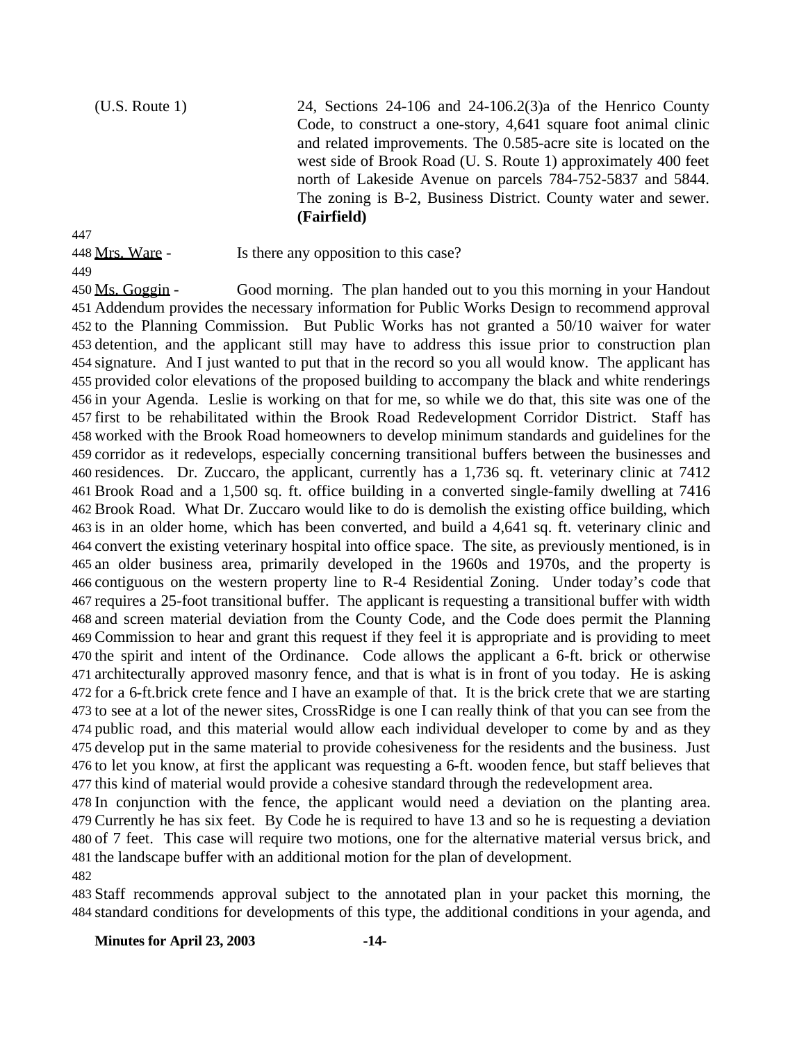(U.S. Route 1) 24, Sections 24-106 and 24-106.2(3)a of the Henrico County Code, to construct a one-story, 4,641 square foot animal clinic and related improvements. The 0.585-acre site is located on the west side of Brook Road (U. S. Route 1) approximately 400 feet north of Lakeside Avenue on parcels 784-752-5837 and 5844. The zoning is B-2, Business District. County water and sewer. **(Fairfield)**

447

448 Mrs. Ware - Is there any opposition to this case?

449

450 Ms. Goggin - Good morning. The plan handed out to you this morning in your Handout
451 Addendum provides the necessary information for Public Works Design to recommend approval
452 to the Planning Commission. But Public Works has not granted a 50/10 waiver for water
453 detention, and the applicant still may have to address this issue prior to construction plan
454 signature. And I just wanted to put that in the record so you all would know. The applicant has
455 provided color elevations of the proposed building to accompany the black and white renderings
456 in your Agenda. Leslie is working on that for me, so while we do that, this site was one of the
457 first to be rehabilitated within the Brook Road Redevelopment Corridor District. Staff has
458 worked with the Brook Road homeowners to develop minimum standards and guidelines for the
459 corridor as it redevelops, especially concerning transitional buffers between the businesses and
460 residences. Dr. Zuccaro, the applicant, currently has a 1,736 sq. ft. veterinary clinic at 7412
461 Brook Road and a 1,500 sq. ft. office building in a converted single-family dwelling at 7416
462 Brook Road. What Dr. Zuccaro would like to do is demolish the existing office building, which
463 is in an older home, which has been converted, and build a 4,641 sq. ft. veterinary clinic and
464 convert the existing veterinary hospital into office space. The site, as previously mentioned, is in
465 an older business area, primarily developed in the 1960s and 1970s, and the property is
466 contiguous on the western property line to R-4 Residential Zoning. Under today's code that
467 requires a 25-foot transitional buffer. The applicant is requesting a transitional buffer with width
468 and screen material deviation from the County Code, and the Code does permit the Planning
469 Commission to hear and grant this request if they feel it is appropriate and is providing to meet
470 the spirit and intent of the Ordinance. Code allows the applicant a 6-ft. brick or otherwise
471 architecturally approved masonry fence, and that is what is in front of you today. He is asking
472 for a 6-ft.brick crete fence and I have an example of that. It is the brick crete that we are starting
473 to see at a lot of the newer sites, CrossRidge is one I can really think of that you can see from the
474 public road, and this material would allow each individual developer to come by and as they
475 develop put in the same material to provide cohesiveness for the residents and the business. Just
476 to let you know, at first the applicant was requesting a 6-ft. wooden fence, but staff believes that
477 this kind of material would provide a cohesive standard through the redevelopment area.
478 In conjunction with the fence, the applicant would need a deviation on the planting area.
479 Currently he has six feet. By Code he is required to have 13 and so he is requesting a deviation
480 of 7 feet. This case will require two motions, one for the alternative material versus brick, and
481 the landscape buffer with an additional motion for the plan of development.

482

483 Staff recommends approval subject to the annotated plan in your packet this morning, the
484 standard conditions for developments of this type, the additional conditions in your agenda, and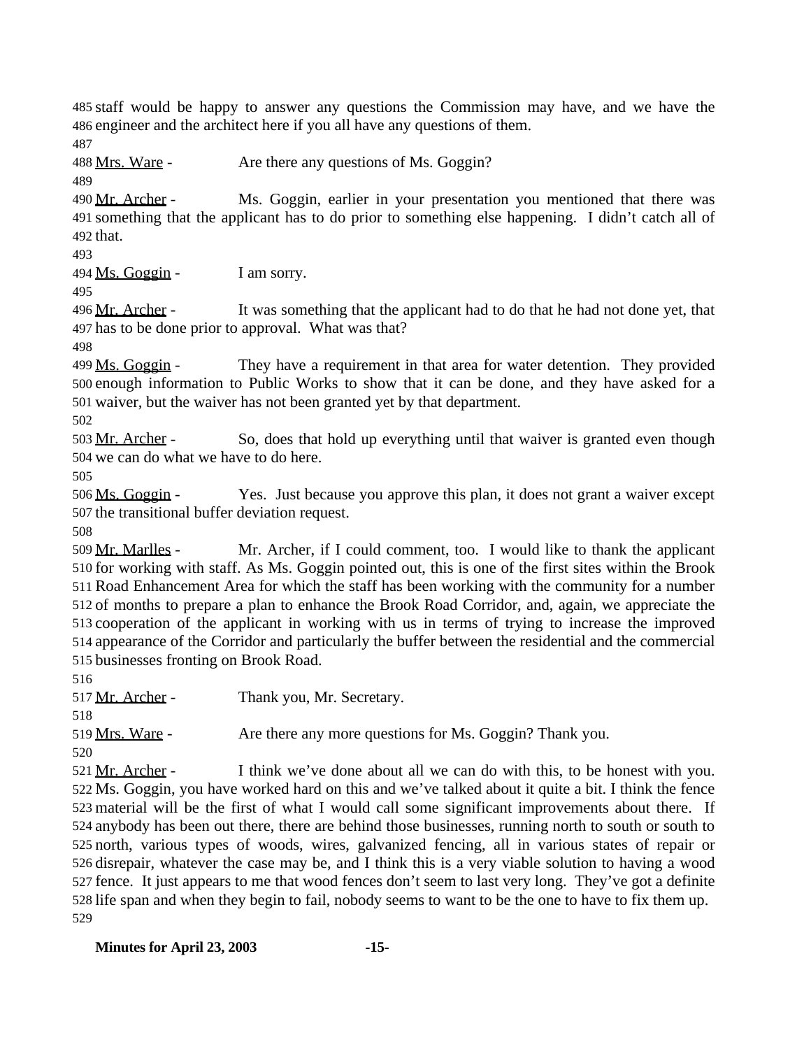staff would be happy to answer any questions the Commission may have, and we have the engineer and the architect here if you all have any questions of them.

Mrs. Ware - Are there any questions of Ms. Goggin?

Mr. Archer - Ms. Goggin, earlier in your presentation you mentioned that there was something that the applicant has to do prior to something else happening. I didn't catch all of that.

Ms. Goggin - I am sorry.

Mr. Archer - It was something that the applicant had to do that he had not done yet, that has to be done prior to approval. What was that?

Ms. Goggin - They have a requirement in that area for water detention. They provided enough information to Public Works to show that it can be done, and they have asked for a waiver, but the waiver has not been granted yet by that department.

Mr. Archer - So, does that hold up everything until that waiver is granted even though we can do what we have to do here.

Ms. Goggin - Yes. Just because you approve this plan, it does not grant a waiver except the transitional buffer deviation request.

Mr. Marlles - Mr. Archer, if I could comment, too. I would like to thank the applicant for working with staff. As Ms. Goggin pointed out, this is one of the first sites within the Brook Road Enhancement Area for which the staff has been working with the community for a number of months to prepare a plan to enhance the Brook Road Corridor, and, again, we appreciate the cooperation of the applicant in working with us in terms of trying to increase the improved appearance of the Corridor and particularly the buffer between the residential and the commercial businesses fronting on Brook Road.

Mr. Archer - Thank you, Mr. Secretary.

Mrs. Ware - Are there any more questions for Ms. Goggin? Thank you.

Mr. Archer - I think we've done about all we can do with this, to be honest with you. Ms. Goggin, you have worked hard on this and we've talked about it quite a bit. I think the fence material will be the first of what I would call some significant improvements about there. If anybody has been out there, there are behind those businesses, running north to south or south to north, various types of woods, wires, galvanized fencing, all in various states of repair or disrepair, whatever the case may be, and I think this is a very viable solution to having a wood fence. It just appears to me that wood fences don't seem to last very long. They've got a definite life span and when they begin to fail, nobody seems to want to be the one to have to fix them up.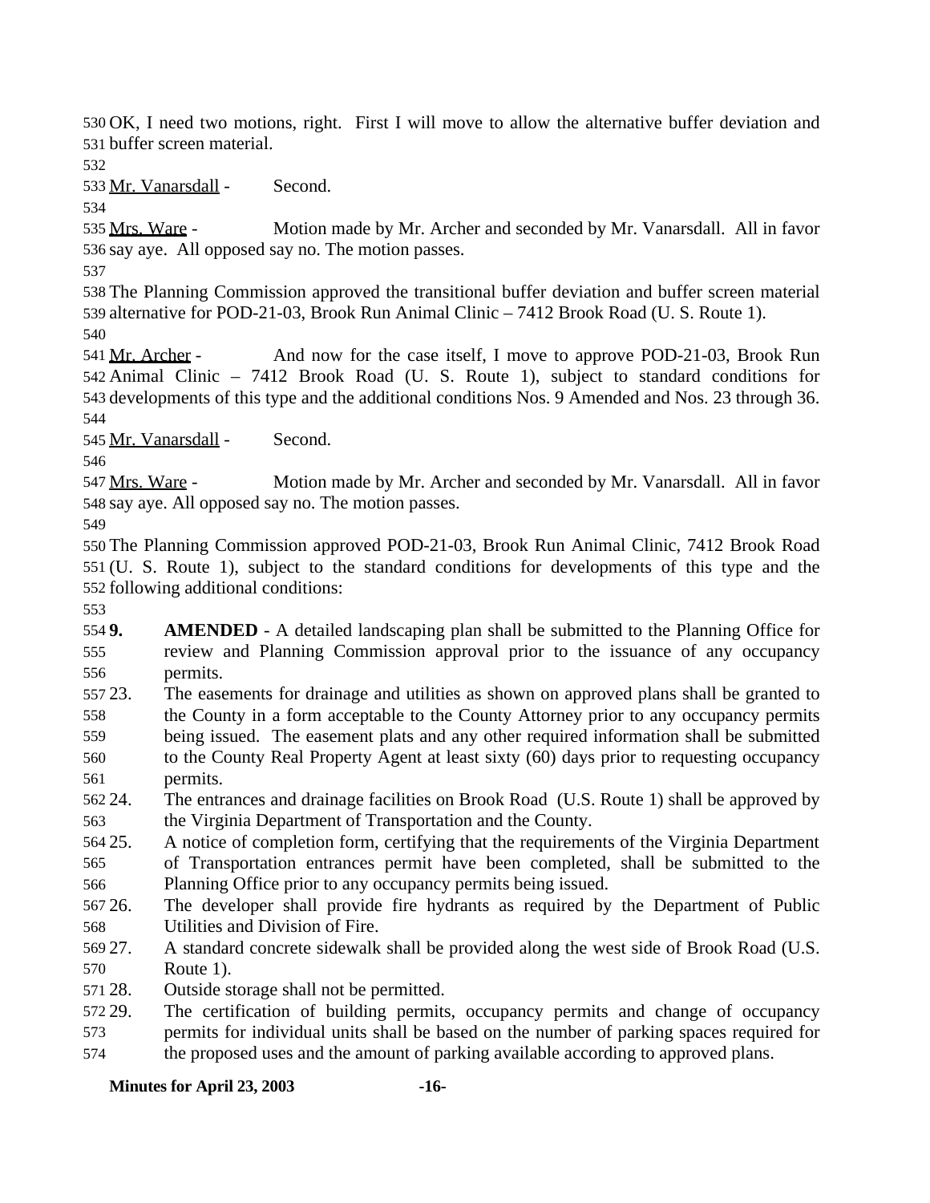OK, I need two motions, right. First I will move to allow the alternative buffer deviation and buffer screen material.

Mr. Vanarsdall - Second.

Mrs. Ware - Motion made by Mr. Archer and seconded by Mr. Vanarsdall. All in favor say aye. All opposed say no. The motion passes.

The Planning Commission approved the transitional buffer deviation and buffer screen material alternative for POD-21-03, Brook Run Animal Clinic – 7412 Brook Road (U. S. Route 1).

Mr. Archer - And now for the case itself, I move to approve POD-21-03, Brook Run Animal Clinic – 7412 Brook Road (U. S. Route 1), subject to standard conditions for developments of this type and the additional conditions Nos. 9 Amended and Nos. 23 through 36.

Mr. Vanarsdall - Second.

Mrs. Ware - Motion made by Mr. Archer and seconded by Mr. Vanarsdall. All in favor say aye. All opposed say no. The motion passes.

The Planning Commission approved POD-21-03, Brook Run Animal Clinic, 7412 Brook Road (U. S. Route 1), subject to the standard conditions for developments of this type and the following additional conditions:

**9.** **AMENDED** - A detailed landscaping plan shall be submitted to the Planning Office for review and Planning Commission approval prior to the issuance of any occupancy permits.

23. The easements for drainage and utilities as shown on approved plans shall be granted to the County in a form acceptable to the County Attorney prior to any occupancy permits being issued. The easement plats and any other required information shall be submitted to the County Real Property Agent at least sixty (60) days prior to requesting occupancy permits.

24. The entrances and drainage facilities on Brook Road (U.S. Route 1) shall be approved by the Virginia Department of Transportation and the County.

25. A notice of completion form, certifying that the requirements of the Virginia Department of Transportation entrances permit have been completed, shall be submitted to the Planning Office prior to any occupancy permits being issued.

26. The developer shall provide fire hydrants as required by the Department of Public Utilities and Division of Fire.

27. A standard concrete sidewalk shall be provided along the west side of Brook Road (U.S. Route 1).

28. Outside storage shall not be permitted.

29. The certification of building permits, occupancy permits and change of occupancy permits for individual units shall be based on the number of parking spaces required for the proposed uses and the amount of parking available according to approved plans.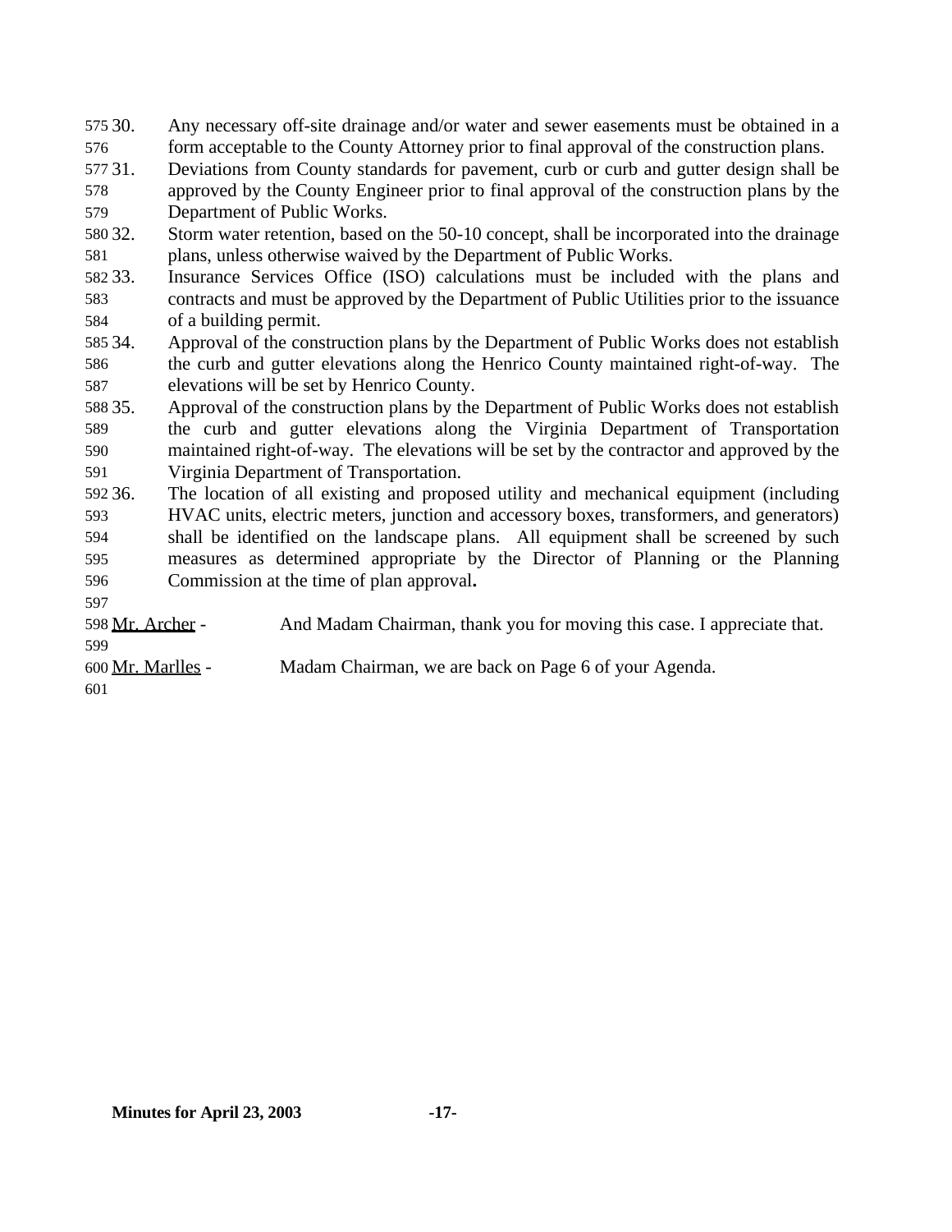30. Any necessary off-site drainage and/or water and sewer easements must be obtained in a form acceptable to the County Attorney prior to final approval of the construction plans.
31. Deviations from County standards for pavement, curb or curb and gutter design shall be approved by the County Engineer prior to final approval of the construction plans by the Department of Public Works.
32. Storm water retention, based on the 50-10 concept, shall be incorporated into the drainage plans, unless otherwise waived by the Department of Public Works.
33. Insurance Services Office (ISO) calculations must be included with the plans and contracts and must be approved by the Department of Public Utilities prior to the issuance of a building permit.
34. Approval of the construction plans by the Department of Public Works does not establish the curb and gutter elevations along the Henrico County maintained right-of-way. The elevations will be set by Henrico County.
35. Approval of the construction plans by the Department of Public Works does not establish the curb and gutter elevations along the Virginia Department of Transportation maintained right-of-way. The elevations will be set by the contractor and approved by the Virginia Department of Transportation.
36. The location of all existing and proposed utility and mechanical equipment (including HVAC units, electric meters, junction and accessory boxes, transformers, and generators) shall be identified on the landscape plans. All equipment shall be screened by such measures as determined appropriate by the Director of Planning or the Planning Commission at the time of plan approval**.**

Mr. Archer - And Madam Chairman, thank you for moving this case. I appreciate that.

Mr. Marlles - Madam Chairman, we are back on Page 6 of your Agenda.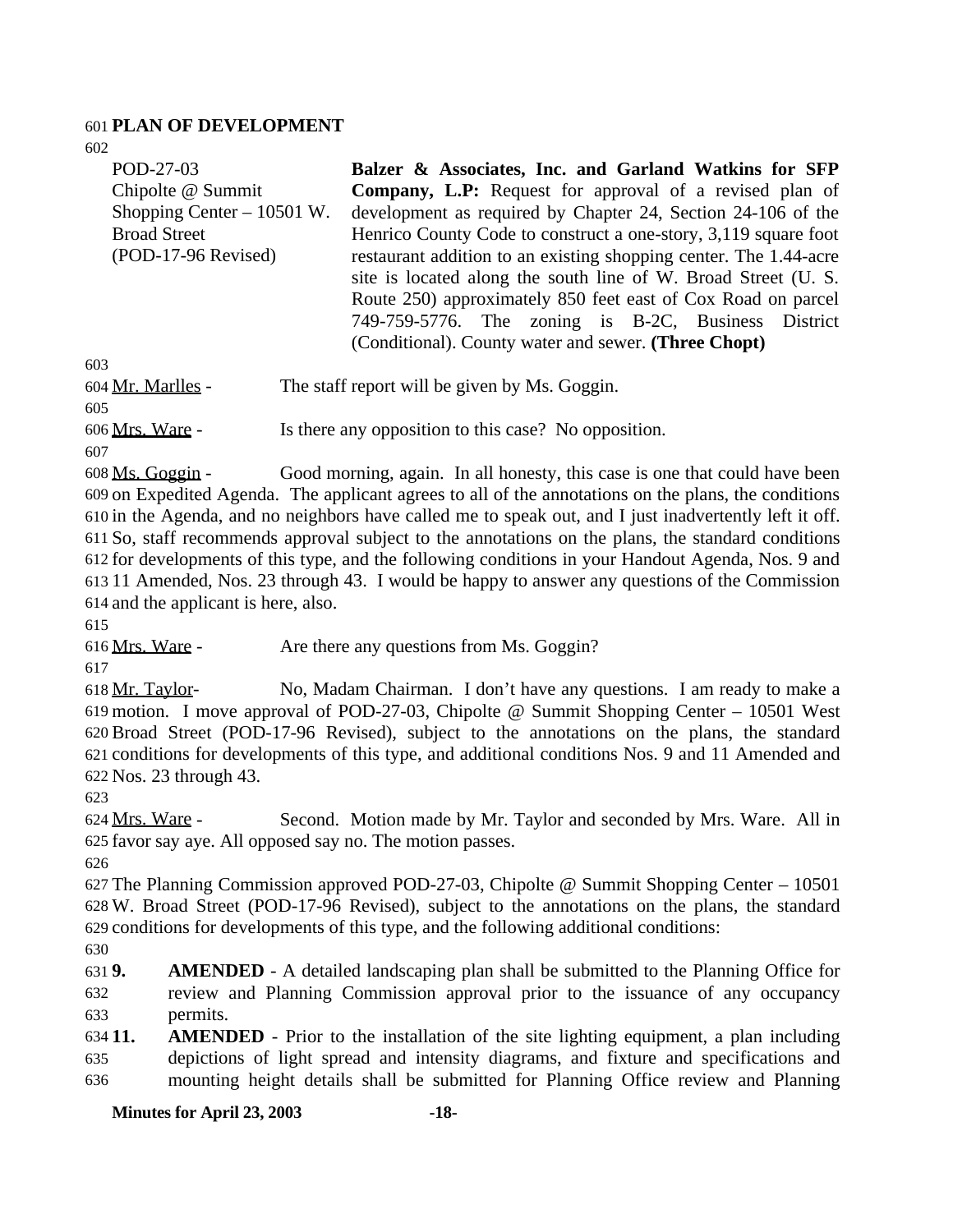**PLAN OF DEVELOPMENT**

POD-27-03
Chipolte @ Summit Shopping Center – 10501 W. Broad Street
(POD-17-96 Revised)

**Balzer & Associates, Inc. and Garland Watkins for SFP Company, L.P:** Request for approval of a revised plan of development as required by Chapter 24, Section 24-106 of the Henrico County Code to construct a one-story, 3,119 square foot restaurant addition to an existing shopping center. The 1.44-acre site is located along the south line of W. Broad Street (U. S. Route 250) approximately 850 feet east of Cox Road on parcel 749-759-5776. The zoning is B-2C, Business District (Conditional). County water and sewer. **(Three Chopt)**

Mr. Marlles - The staff report will be given by Ms. Goggin.

Mrs. Ware - Is there any opposition to this case? No opposition.

Ms. Goggin - Good morning, again. In all honesty, this case is one that could have been on Expedited Agenda. The applicant agrees to all of the annotations on the plans, the conditions in the Agenda, and no neighbors have called me to speak out, and I just inadvertently left it off. So, staff recommends approval subject to the annotations on the plans, the standard conditions for developments of this type, and the following conditions in your Handout Agenda, Nos. 9 and 11 Amended, Nos. 23 through 43. I would be happy to answer any questions of the Commission and the applicant is here, also.

Mrs. Ware - Are there any questions from Ms. Goggin?

Mr. Taylor- No, Madam Chairman. I don't have any questions. I am ready to make a motion. I move approval of POD-27-03, Chipolte @ Summit Shopping Center – 10501 West Broad Street (POD-17-96 Revised), subject to the annotations on the plans, the standard conditions for developments of this type, and additional conditions Nos. 9 and 11 Amended and Nos. 23 through 43.

Mrs. Ware - Second. Motion made by Mr. Taylor and seconded by Mrs. Ware. All in favor say aye. All opposed say no. The motion passes.

The Planning Commission approved POD-27-03, Chipolte @ Summit Shopping Center – 10501 W. Broad Street (POD-17-96 Revised), subject to the annotations on the plans, the standard conditions for developments of this type, and the following additional conditions:

**9.** **AMENDED** - A detailed landscaping plan shall be submitted to the Planning Office for review and Planning Commission approval prior to the issuance of any occupancy permits.

**11.** **AMENDED** - Prior to the installation of the site lighting equipment, a plan including depictions of light spread and intensity diagrams, and fixture and specifications and mounting height details shall be submitted for Planning Office review and Planning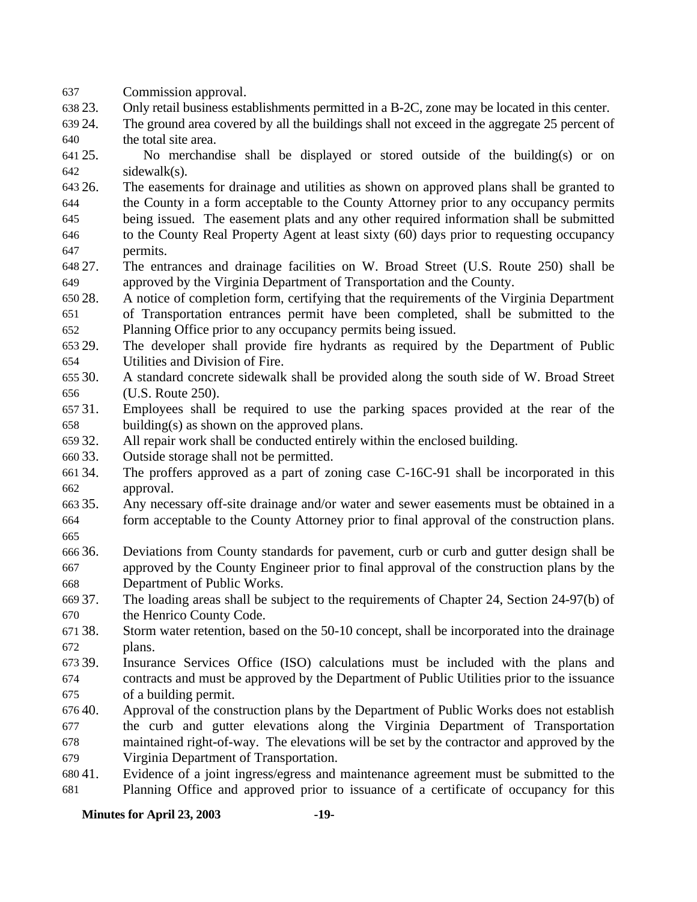Commission approval.

23. Only retail business establishments permitted in a B-2C, zone may be located in this center.
24. The ground area covered by all the buildings shall not exceed in the aggregate 25 percent of the total site area.
25. No merchandise shall be displayed or stored outside of the building(s) or on sidewalk(s).
26. The easements for drainage and utilities as shown on approved plans shall be granted to the County in a form acceptable to the County Attorney prior to any occupancy permits being issued. The easement plats and any other required information shall be submitted to the County Real Property Agent at least sixty (60) days prior to requesting occupancy permits.
27. The entrances and drainage facilities on W. Broad Street (U.S. Route 250) shall be approved by the Virginia Department of Transportation and the County.
28. A notice of completion form, certifying that the requirements of the Virginia Department of Transportation entrances permit have been completed, shall be submitted to the Planning Office prior to any occupancy permits being issued.
29. The developer shall provide fire hydrants as required by the Department of Public Utilities and Division of Fire.
30. A standard concrete sidewalk shall be provided along the south side of W. Broad Street (U.S. Route 250).
31. Employees shall be required to use the parking spaces provided at the rear of the building(s) as shown on the approved plans.
32. All repair work shall be conducted entirely within the enclosed building.
33. Outside storage shall not be permitted.
34. The proffers approved as a part of zoning case C-16C-91 shall be incorporated in this approval.
35. Any necessary off-site drainage and/or water and sewer easements must be obtained in a form acceptable to the County Attorney prior to final approval of the construction plans.
36. Deviations from County standards for pavement, curb or curb and gutter design shall be approved by the County Engineer prior to final approval of the construction plans by the Department of Public Works.
37. The loading areas shall be subject to the requirements of Chapter 24, Section 24-97(b) of the Henrico County Code.
38. Storm water retention, based on the 50-10 concept, shall be incorporated into the drainage plans.
39. Insurance Services Office (ISO) calculations must be included with the plans and contracts and must be approved by the Department of Public Utilities prior to the issuance of a building permit.
40. Approval of the construction plans by the Department of Public Works does not establish the curb and gutter elevations along the Virginia Department of Transportation maintained right-of-way. The elevations will be set by the contractor and approved by the Virginia Department of Transportation.
41. Evidence of a joint ingress/egress and maintenance agreement must be submitted to the Planning Office and approved prior to issuance of a certificate of occupancy for this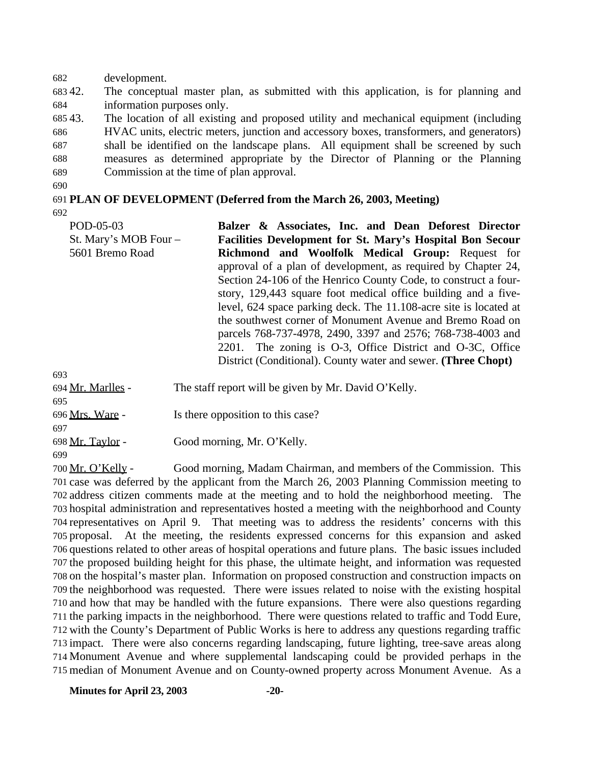development.

42. The conceptual master plan, as submitted with this application, is for planning and information purposes only.

43. The location of all existing and proposed utility and mechanical equipment (including HVAC units, electric meters, junction and accessory boxes, transformers, and generators) shall be identified on the landscape plans. All equipment shall be screened by such measures as determined appropriate by the Director of Planning or the Planning Commission at the time of plan approval.

**PLAN OF DEVELOPMENT (Deferred from the March 26, 2003, Meeting)**

POD-05-03
St. Mary's MOB Four –
5601 Bremo Road

**Balzer & Associates, Inc. and Dean Deforest Director Facilities Development for St. Mary's Hospital Bon Secour Richmond and Woolfolk Medical Group:** Request for approval of a plan of development, as required by Chapter 24, Section 24-106 of the Henrico County Code, to construct a four-story, 129,443 square foot medical office building and a five-level, 624 space parking deck. The 11.108-acre site is located at the southwest corner of Monument Avenue and Bremo Road on parcels 768-737-4978, 2490, 3397 and 2576; 768-738-4003 and 2201. The zoning is O-3, Office District and O-3C, Office District (Conditional). County water and sewer. **(Three Chopt)**

Mr. Marlles - The staff report will be given by Mr. David O'Kelly.

Mrs. Ware - Is there opposition to this case?

Mr. Taylor - Good morning, Mr. O'Kelly.

Mr. O'Kelly - Good morning, Madam Chairman, and members of the Commission. This case was deferred by the applicant from the March 26, 2003 Planning Commission meeting to address citizen comments made at the meeting and to hold the neighborhood meeting. The hospital administration and representatives hosted a meeting with the neighborhood and County representatives on April 9. That meeting was to address the residents' concerns with this proposal. At the meeting, the residents expressed concerns for this expansion and asked questions related to other areas of hospital operations and future plans. The basic issues included the proposed building height for this phase, the ultimate height, and information was requested on the hospital's master plan. Information on proposed construction and construction impacts on the neighborhood was requested. There were issues related to noise with the existing hospital and how that may be handled with the future expansions. There were also questions regarding the parking impacts in the neighborhood. There were questions related to traffic and Todd Eure, with the County's Department of Public Works is here to address any questions regarding traffic impact. There were also concerns regarding landscaping, future lighting, tree-save areas along Monument Avenue and where supplemental landscaping could be provided perhaps in the median of Monument Avenue and on County-owned property across Monument Avenue. As a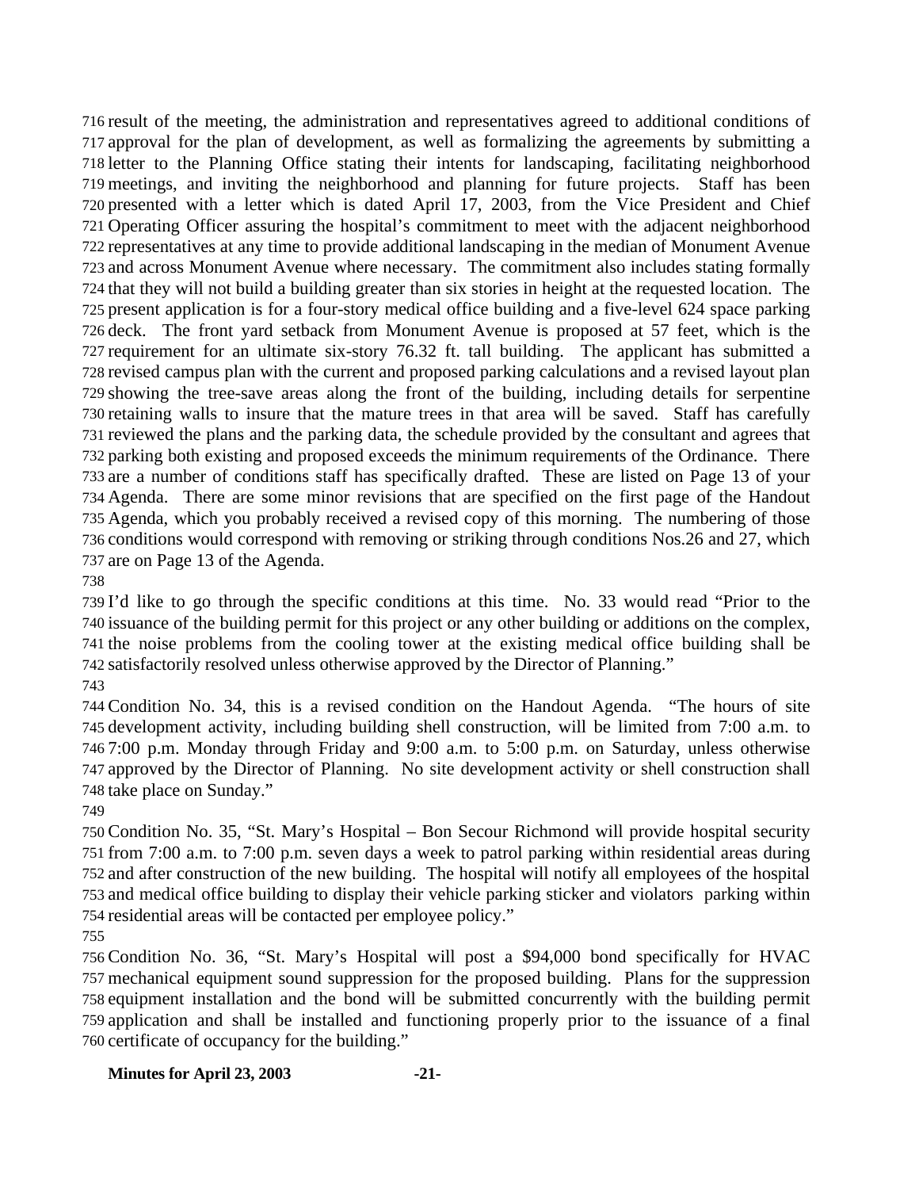result of the meeting, the administration and representatives agreed to additional conditions of approval for the plan of development, as well as formalizing the agreements by submitting a letter to the Planning Office stating their intents for landscaping, facilitating neighborhood meetings, and inviting the neighborhood and planning for future projects. Staff has been presented with a letter which is dated April 17, 2003, from the Vice President and Chief Operating Officer assuring the hospital's commitment to meet with the adjacent neighborhood representatives at any time to provide additional landscaping in the median of Monument Avenue and across Monument Avenue where necessary. The commitment also includes stating formally that they will not build a building greater than six stories in height at the requested location. The present application is for a four-story medical office building and a five-level 624 space parking deck. The front yard setback from Monument Avenue is proposed at 57 feet, which is the requirement for an ultimate six-story 76.32 ft. tall building. The applicant has submitted a revised campus plan with the current and proposed parking calculations and a revised layout plan showing the tree-save areas along the front of the building, including details for serpentine retaining walls to insure that the mature trees in that area will be saved. Staff has carefully reviewed the plans and the parking data, the schedule provided by the consultant and agrees that parking both existing and proposed exceeds the minimum requirements of the Ordinance. There are a number of conditions staff has specifically drafted. These are listed on Page 13 of your Agenda. There are some minor revisions that are specified on the first page of the Handout Agenda, which you probably received a revised copy of this morning. The numbering of those conditions would correspond with removing or striking through conditions Nos.26 and 27, which are on Page 13 of the Agenda.

I'd like to go through the specific conditions at this time. No. 33 would read "Prior to the issuance of the building permit for this project or any other building or additions on the complex, the noise problems from the cooling tower at the existing medical office building shall be satisfactorily resolved unless otherwise approved by the Director of Planning."

Condition No. 34, this is a revised condition on the Handout Agenda. "The hours of site development activity, including building shell construction, will be limited from 7:00 a.m. to 7:00 p.m. Monday through Friday and 9:00 a.m. to 5:00 p.m. on Saturday, unless otherwise approved by the Director of Planning. No site development activity or shell construction shall take place on Sunday."

Condition No. 35, "St. Mary's Hospital – Bon Secour Richmond will provide hospital security from 7:00 a.m. to 7:00 p.m. seven days a week to patrol parking within residential areas during and after construction of the new building. The hospital will notify all employees of the hospital and medical office building to display their vehicle parking sticker and violators parking within residential areas will be contacted per employee policy."

Condition No. 36, "St. Mary's Hospital will post a $94,000 bond specifically for HVAC mechanical equipment sound suppression for the proposed building. Plans for the suppression equipment installation and the bond will be submitted concurrently with the building permit application and shall be installed and functioning properly prior to the issuance of a final certificate of occupancy for the building."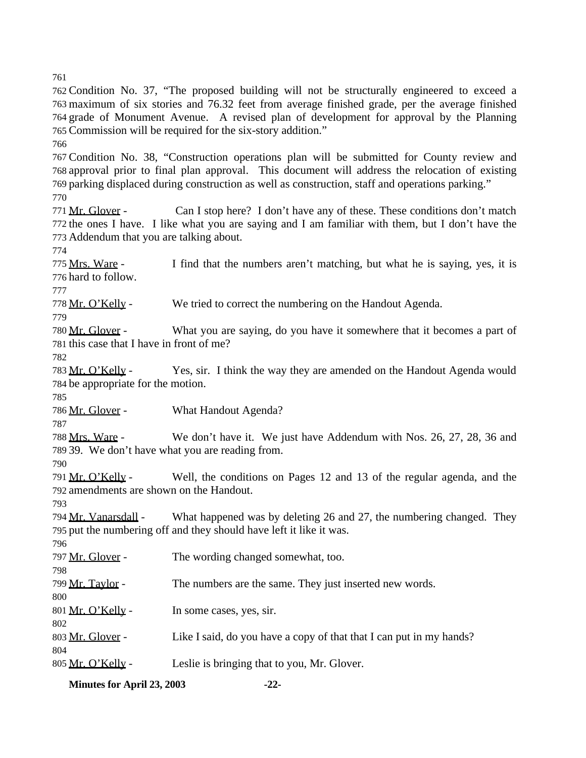Condition No. 37, "The proposed building will not be structurally engineered to exceed a maximum of six stories and 76.32 feet from average finished grade, per the average finished grade of Monument Avenue. A revised plan of development for approval by the Planning Commission will be required for the six-story addition."

Condition No. 38, "Construction operations plan will be submitted for County review and approval prior to final plan approval. This document will address the relocation of existing parking displaced during construction as well as construction, staff and operations parking."

Mr. Glover - Can I stop here? I don't have any of these. These conditions don't match the ones I have. I like what you are saying and I am familiar with them, but I don't have the Addendum that you are talking about.

Mrs. Ware - I find that the numbers aren't matching, but what he is saying, yes, it is hard to follow.

Mr. O'Kelly - We tried to correct the numbering on the Handout Agenda.

Mr. Glover - What you are saying, do you have it somewhere that it becomes a part of this case that I have in front of me?

Mr. O'Kelly - Yes, sir. I think the way they are amended on the Handout Agenda would be appropriate for the motion.

Mr. Glover - What Handout Agenda?

Mrs. Ware - We don't have it. We just have Addendum with Nos. 26, 27, 28, 36 and 39. We don't have what you are reading from.

Mr. O'Kelly - Well, the conditions on Pages 12 and 13 of the regular agenda, and the amendments are shown on the Handout.

Mr. Vanarsdall - What happened was by deleting 26 and 27, the numbering changed. They put the numbering off and they should have left it like it was.

Mr. Glover - The wording changed somewhat, too.

Mr. Taylor - The numbers are the same. They just inserted new words.

Mr. O'Kelly - In some cases, yes, sir.

Mr. Glover - Like I said, do you have a copy of that that I can put in my hands?

Mr. O'Kelly - Leslie is bringing that to you, Mr. Glover.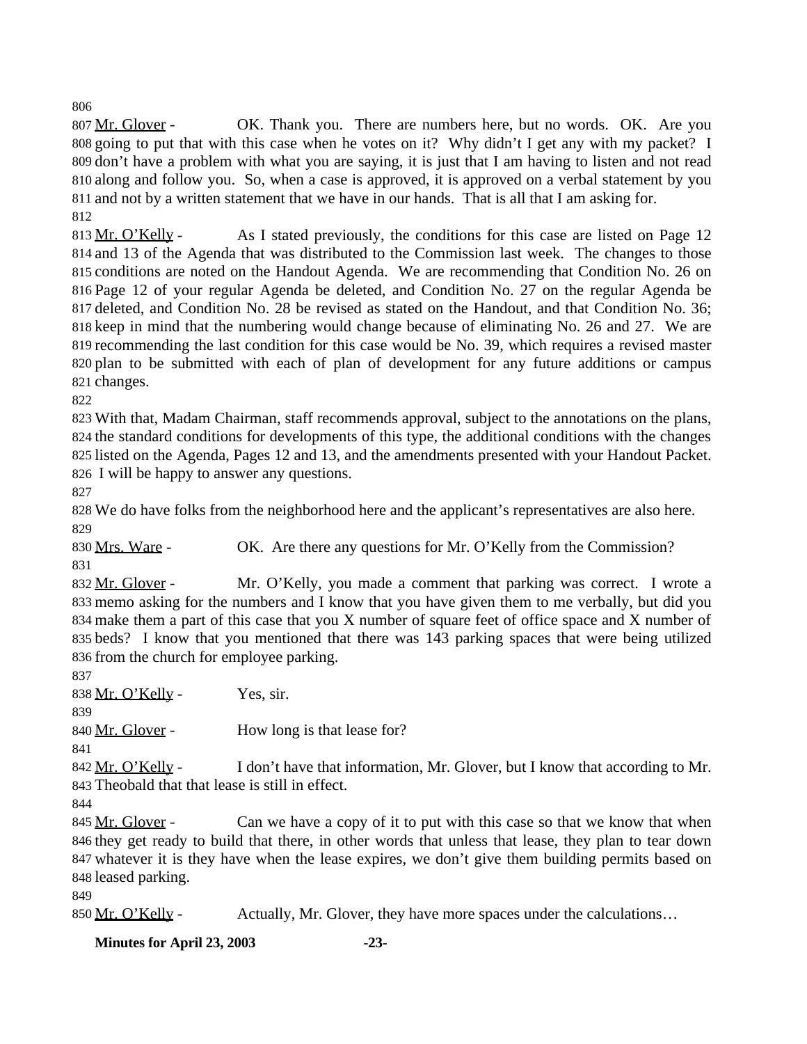Mr. Glover - OK. Thank you. There are numbers here, but no words. OK. Are you going to put that with this case when he votes on it? Why didn't I get any with my packet? I don't have a problem with what you are saying, it is just that I am having to listen and not read along and follow you. So, when a case is approved, it is approved on a verbal statement by you and not by a written statement that we have in our hands. That is all that I am asking for.

Mr. O'Kelly - As I stated previously, the conditions for this case are listed on Page 12 and 13 of the Agenda that was distributed to the Commission last week. The changes to those conditions are noted on the Handout Agenda. We are recommending that Condition No. 26 on Page 12 of your regular Agenda be deleted, and Condition No. 27 on the regular Agenda be deleted, and Condition No. 28 be revised as stated on the Handout, and that Condition No. 36; keep in mind that the numbering would change because of eliminating No. 26 and 27. We are recommending the last condition for this case would be No. 39, which requires a revised master plan to be submitted with each of plan of development for any future additions or campus changes.

With that, Madam Chairman, staff recommends approval, subject to the annotations on the plans, the standard conditions for developments of this type, the additional conditions with the changes listed on the Agenda, Pages 12 and 13, and the amendments presented with your Handout Packet. I will be happy to answer any questions.

We do have folks from the neighborhood here and the applicant's representatives are also here.

Mrs. Ware - OK. Are there any questions for Mr. O'Kelly from the Commission?

Mr. Glover - Mr. O'Kelly, you made a comment that parking was correct. I wrote a memo asking for the numbers and I know that you have given them to me verbally, but did you make them a part of this case that you X number of square feet of office space and X number of beds? I know that you mentioned that there was 143 parking spaces that were being utilized from the church for employee parking.

Mr. O'Kelly - Yes, sir.

Mr. Glover - How long is that lease for?

Mr. O'Kelly - I don't have that information, Mr. Glover, but I know that according to Mr. Theobald that that lease is still in effect.

Mr. Glover - Can we have a copy of it to put with this case so that we know that when they get ready to build that there, in other words that unless that lease, they plan to tear down whatever it is they have when the lease expires, we don't give them building permits based on leased parking.

Mr. O'Kelly - Actually, Mr. Glover, they have more spaces under the calculations…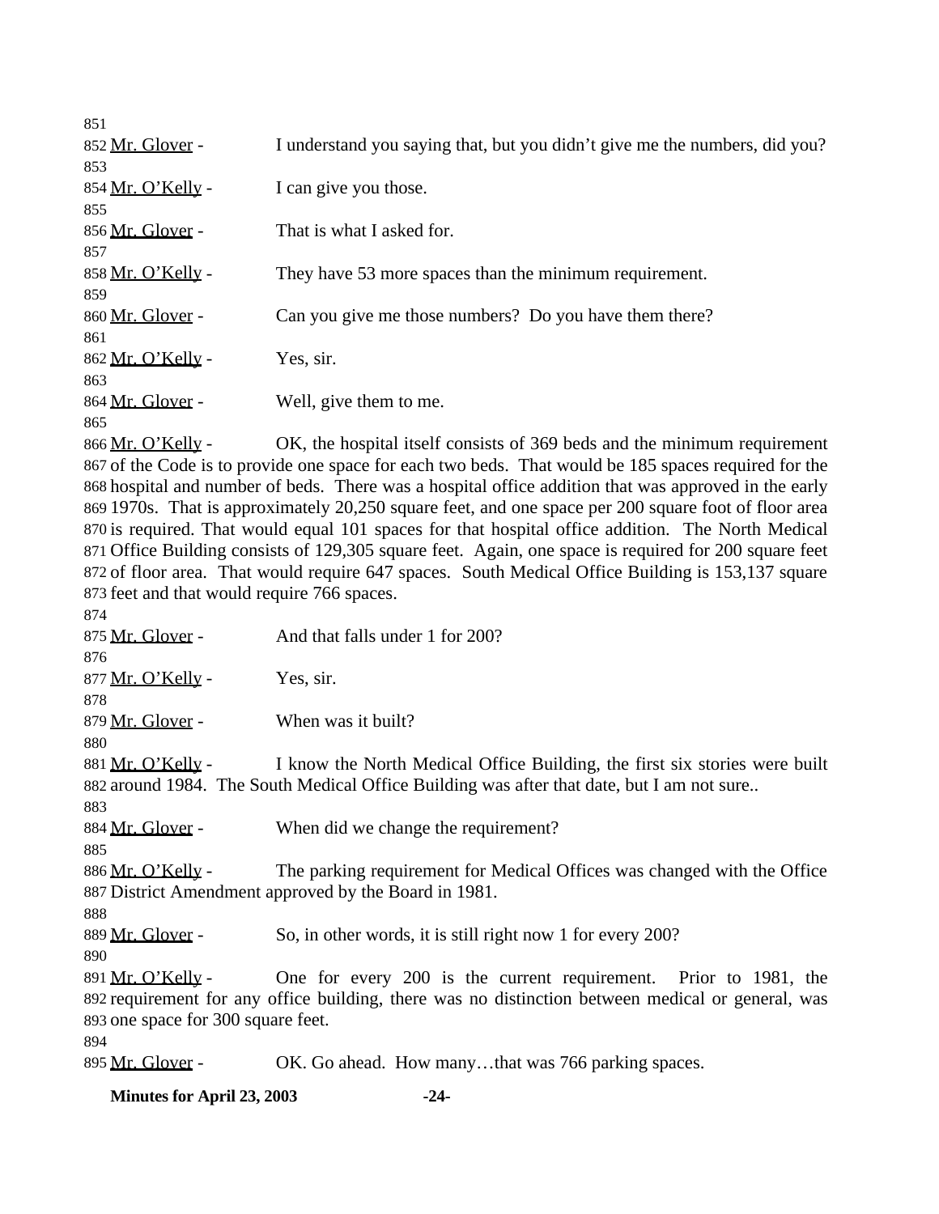Mr. Glover - I understand you saying that, but you didn't give me the numbers, did you?

Mr. O'Kelly - I can give you those.

Mr. Glover - That is what I asked for.

Mr. O'Kelly - They have 53 more spaces than the minimum requirement.

Mr. Glover - Can you give me those numbers? Do you have them there?

Mr. O'Kelly - Yes, sir.

Mr. Glover - Well, give them to me.

Mr. O'Kelly - OK, the hospital itself consists of 369 beds and the minimum requirement of the Code is to provide one space for each two beds. That would be 185 spaces required for the hospital and number of beds. There was a hospital office addition that was approved in the early 1970s. That is approximately 20,250 square feet, and one space per 200 square foot of floor area is required. That would equal 101 spaces for that hospital office addition. The North Medical Office Building consists of 129,305 square feet. Again, one space is required for 200 square feet of floor area. That would require 647 spaces. South Medical Office Building is 153,137 square feet and that would require 766 spaces.

Mr. Glover - And that falls under 1 for 200?

Mr. O'Kelly - Yes, sir.

Mr. Glover - When was it built?

Mr. O'Kelly - I know the North Medical Office Building, the first six stories were built around 1984. The South Medical Office Building was after that date, but I am not sure..

Mr. Glover - When did we change the requirement?

Mr. O'Kelly - The parking requirement for Medical Offices was changed with the Office District Amendment approved by the Board in 1981.

Mr. Glover - So, in other words, it is still right now 1 for every 200?

Mr. O'Kelly - One for every 200 is the current requirement. Prior to 1981, the requirement for any office building, there was no distinction between medical or general, was one space for 300 square feet.

Mr. Glover - OK. Go ahead. How many…that was 766 parking spaces.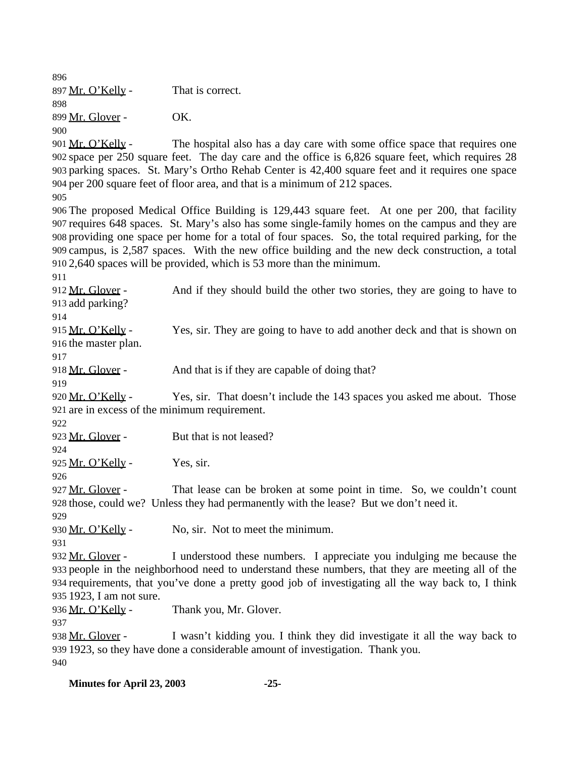Mr. O'Kelly - That is correct.

Mr. Glover - OK.

Mr. O'Kelly - The hospital also has a day care with some office space that requires one space per 250 square feet. The day care and the office is 6,826 square feet, which requires 28 parking spaces. St. Mary's Ortho Rehab Center is 42,400 square feet and it requires one space per 200 square feet of floor area, and that is a minimum of 212 spaces.

The proposed Medical Office Building is 129,443 square feet. At one per 200, that facility requires 648 spaces. St. Mary's also has some single-family homes on the campus and they are providing one space per home for a total of four spaces. So, the total required parking, for the campus, is 2,587 spaces. With the new office building and the new deck construction, a total 2,640 spaces will be provided, which is 53 more than the minimum.

Mr. Glover - And if they should build the other two stories, they are going to have to add parking?

Mr. O'Kelly - Yes, sir. They are going to have to add another deck and that is shown on the master plan.

Mr. Glover - And that is if they are capable of doing that?

Mr. O'Kelly - Yes, sir. That doesn't include the 143 spaces you asked me about. Those are in excess of the minimum requirement.

Mr. Glover - But that is not leased?

Mr. O'Kelly - Yes, sir.

Mr. Glover - That lease can be broken at some point in time. So, we couldn't count those, could we? Unless they had permanently with the lease? But we don't need it.

Mr. O'Kelly - No, sir. Not to meet the minimum.

Mr. Glover - I understood these numbers. I appreciate you indulging me because the people in the neighborhood need to understand these numbers, that they are meeting all of the requirements, that you've done a pretty good job of investigating all the way back to, I think 1923, I am not sure.

Mr. O'Kelly - Thank you, Mr. Glover.

Mr. Glover - I wasn't kidding you. I think they did investigate it all the way back to 1923, so they have done a considerable amount of investigation. Thank you.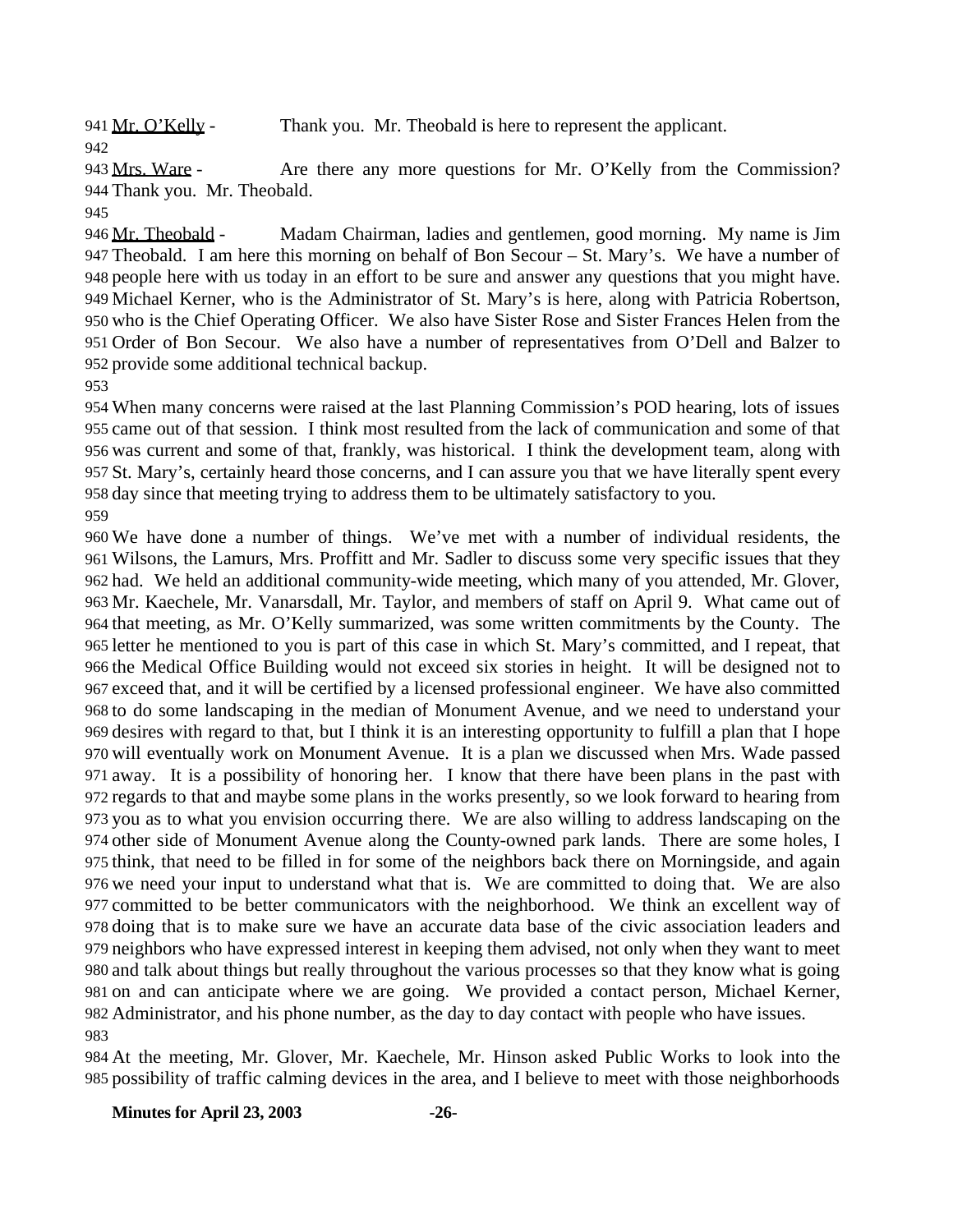941 Mr. O'Kelly - Thank you. Mr. Theobald is here to represent the applicant.

942

943 Mrs. Ware - Are there any more questions for Mr. O'Kelly from the Commission?
944 Thank you. Mr. Theobald.

945

946 Mr. Theobald - Madam Chairman, ladies and gentlemen, good morning. My name is Jim
947 Theobald. I am here this morning on behalf of Bon Secour – St. Mary's. We have a number of
948 people here with us today in an effort to be sure and answer any questions that you might have.
949 Michael Kerner, who is the Administrator of St. Mary's is here, along with Patricia Robertson,
950 who is the Chief Operating Officer. We also have Sister Rose and Sister Frances Helen from the
951 Order of Bon Secour. We also have a number of representatives from O'Dell and Balzer to
952 provide some additional technical backup.

953

954 When many concerns were raised at the last Planning Commission's POD hearing, lots of issues
955 came out of that session. I think most resulted from the lack of communication and some of that
956 was current and some of that, frankly, was historical. I think the development team, along with
957 St. Mary's, certainly heard those concerns, and I can assure you that we have literally spent every
958 day since that meeting trying to address them to be ultimately satisfactory to you.

959

960 We have done a number of things. We've met with a number of individual residents, the
961 Wilsons, the Lamurs, Mrs. Proffitt and Mr. Sadler to discuss some very specific issues that they
962 had. We held an additional community-wide meeting, which many of you attended, Mr. Glover,
963 Mr. Kaechele, Mr. Vanarsdall, Mr. Taylor, and members of staff on April 9. What came out of
964 that meeting, as Mr. O'Kelly summarized, was some written commitments by the County. The
965 letter he mentioned to you is part of this case in which St. Mary's committed, and I repeat, that
966 the Medical Office Building would not exceed six stories in height. It will be designed not to
967 exceed that, and it will be certified by a licensed professional engineer. We have also committed
968 to do some landscaping in the median of Monument Avenue, and we need to understand your
969 desires with regard to that, but I think it is an interesting opportunity to fulfill a plan that I hope
970 will eventually work on Monument Avenue. It is a plan we discussed when Mrs. Wade passed
971 away. It is a possibility of honoring her. I know that there have been plans in the past with
972 regards to that and maybe some plans in the works presently, so we look forward to hearing from
973 you as to what you envision occurring there. We are also willing to address landscaping on the
974 other side of Monument Avenue along the County-owned park lands. There are some holes, I
975 think, that need to be filled in for some of the neighbors back there on Morningside, and again
976 we need your input to understand what that is. We are committed to doing that. We are also
977 committed to be better communicators with the neighborhood. We think an excellent way of
978 doing that is to make sure we have an accurate data base of the civic association leaders and
979 neighbors who have expressed interest in keeping them advised, not only when they want to meet
980 and talk about things but really throughout the various processes so that they know what is going
981 on and can anticipate where we are going. We provided a contact person, Michael Kerner,
982 Administrator, and his phone number, as the day to day contact with people who have issues.

983

984 At the meeting, Mr. Glover, Mr. Kaechele, Mr. Hinson asked Public Works to look into the
985 possibility of traffic calming devices in the area, and I believe to meet with those neighborhoods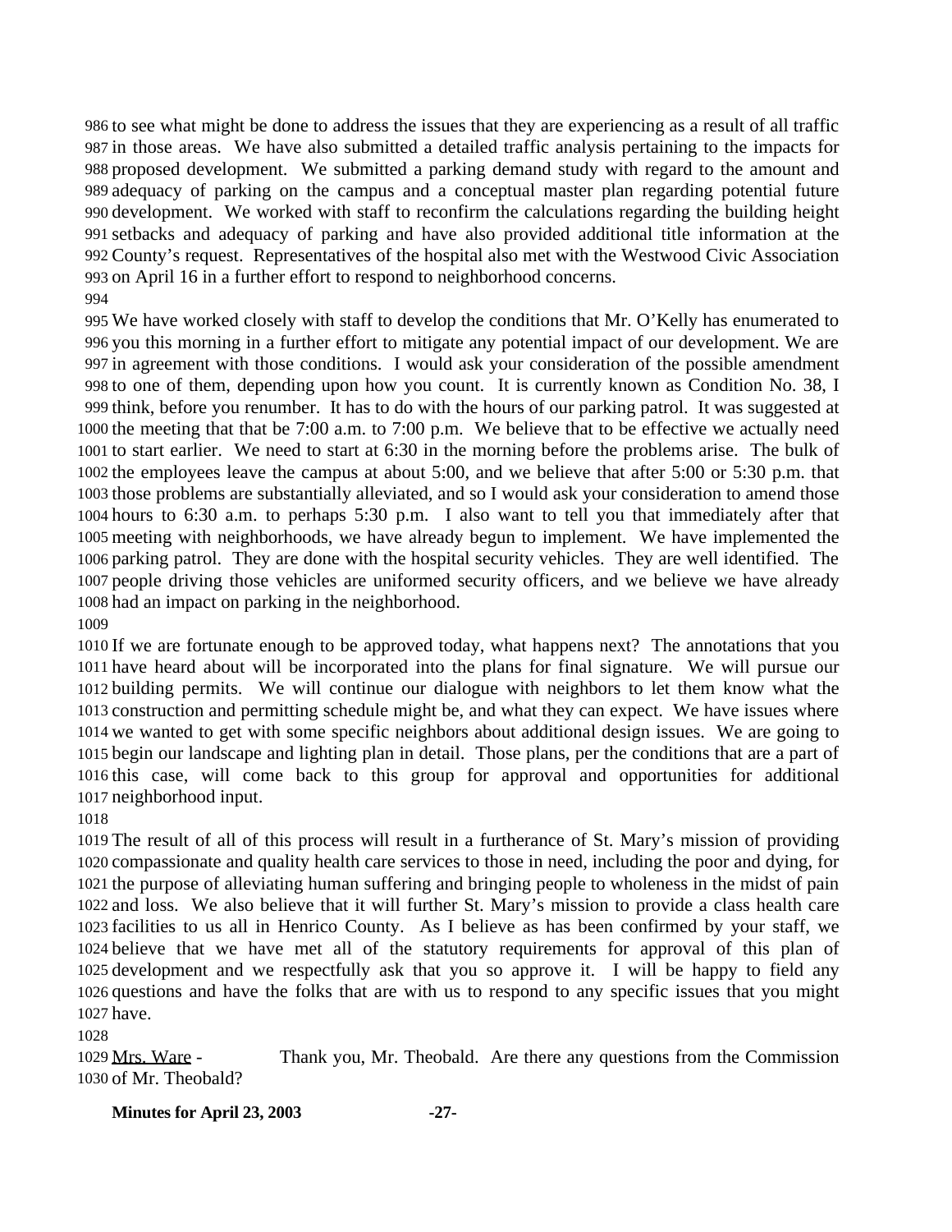986 to see what might be done to address the issues that they are experiencing as a result of all traffic
987 in those areas. We have also submitted a detailed traffic analysis pertaining to the impacts for
988 proposed development. We submitted a parking demand study with regard to the amount and
989 adequacy of parking on the campus and a conceptual master plan regarding potential future
990 development. We worked with staff to reconfirm the calculations regarding the building height
991 setbacks and adequacy of parking and have also provided additional title information at the
992 County's request. Representatives of the hospital also met with the Westwood Civic Association
993 on April 16 in a further effort to respond to neighborhood concerns.
994
995 We have worked closely with staff to develop the conditions that Mr. O'Kelly has enumerated to
996 you this morning in a further effort to mitigate any potential impact of our development. We are
997 in agreement with those conditions. I would ask your consideration of the possible amendment
998 to one of them, depending upon how you count. It is currently known as Condition No. 38, I
999 think, before you renumber. It has to do with the hours of our parking patrol. It was suggested at
1000 the meeting that that be 7:00 a.m. to 7:00 p.m. We believe that to be effective we actually need
1001 to start earlier. We need to start at 6:30 in the morning before the problems arise. The bulk of
1002 the employees leave the campus at about 5:00, and we believe that after 5:00 or 5:30 p.m. that
1003 those problems are substantially alleviated, and so I would ask your consideration to amend those
1004 hours to 6:30 a.m. to perhaps 5:30 p.m. I also want to tell you that immediately after that
1005 meeting with neighborhoods, we have already begun to implement. We have implemented the
1006 parking patrol. They are done with the hospital security vehicles. They are well identified. The
1007 people driving those vehicles are uniformed security officers, and we believe we have already
1008 had an impact on parking in the neighborhood.
1009
1010 If we are fortunate enough to be approved today, what happens next? The annotations that you
1011 have heard about will be incorporated into the plans for final signature. We will pursue our
1012 building permits. We will continue our dialogue with neighbors to let them know what the
1013 construction and permitting schedule might be, and what they can expect. We have issues where
1014 we wanted to get with some specific neighbors about additional design issues. We are going to
1015 begin our landscape and lighting plan in detail. Those plans, per the conditions that are a part of
1016 this case, will come back to this group for approval and opportunities for additional
1017 neighborhood input.
1018
1019 The result of all of this process will result in a furtherance of St. Mary's mission of providing
1020 compassionate and quality health care services to those in need, including the poor and dying, for
1021 the purpose of alleviating human suffering and bringing people to wholeness in the midst of pain
1022 and loss. We also believe that it will further St. Mary's mission to provide a class health care
1023 facilities to us all in Henrico County. As I believe as has been confirmed by your staff, we
1024 believe that we have met all of the statutory requirements for approval of this plan of
1025 development and we respectfully ask that you so approve it. I will be happy to field any
1026 questions and have the folks that are with us to respond to any specific issues that you might
1027 have.
1028
1029 Mrs. Ware - Thank you, Mr. Theobald. Are there any questions from the Commission
1030 of Mr. Theobald?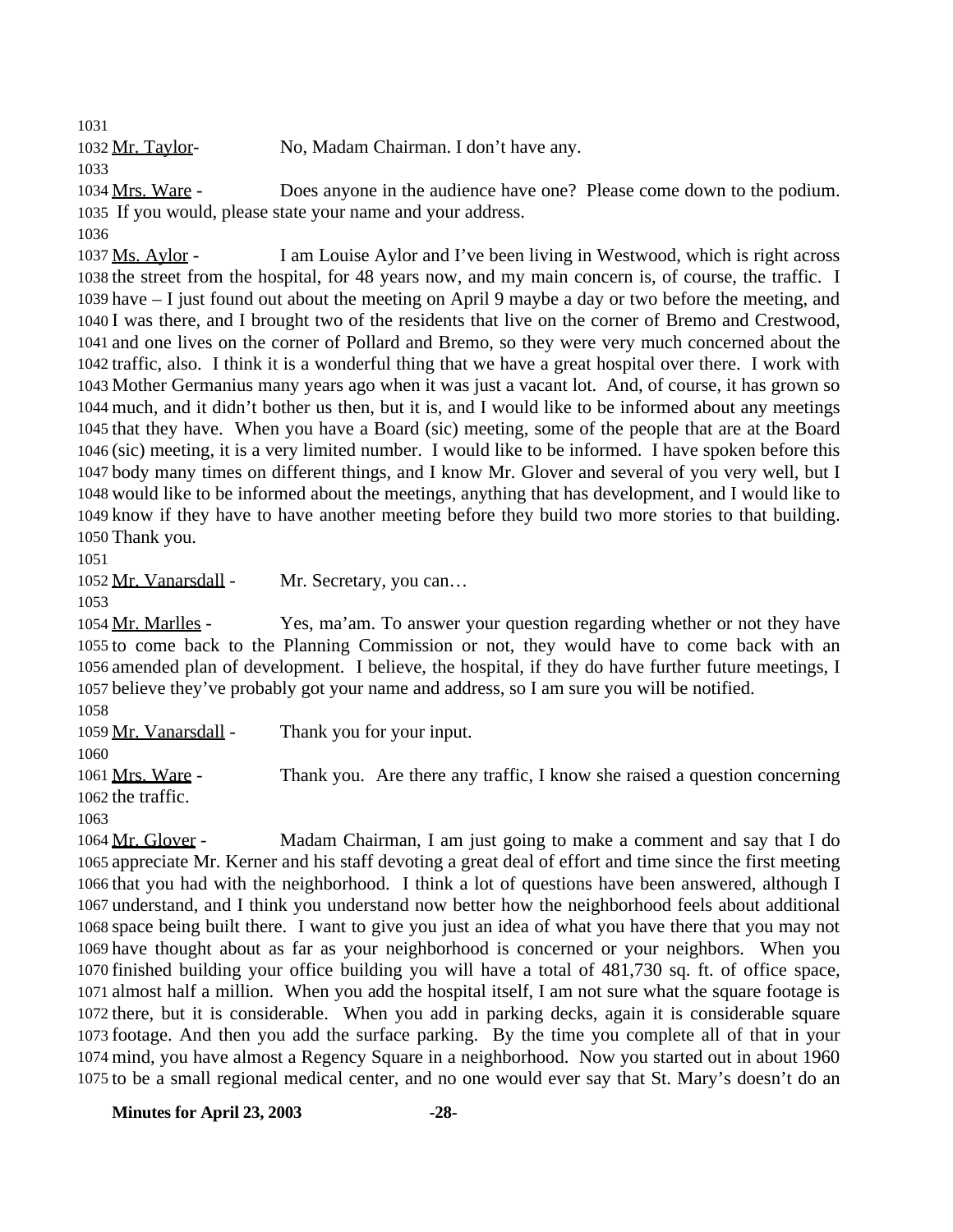Mr. Taylor- No, Madam Chairman. I don't have any.

Mrs. Ware - Does anyone in the audience have one? Please come down to the podium. If you would, please state your name and your address.

Ms. Aylor - I am Louise Aylor and I've been living in Westwood, which is right across the street from the hospital, for 48 years now, and my main concern is, of course, the traffic. I have – I just found out about the meeting on April 9 maybe a day or two before the meeting, and I was there, and I brought two of the residents that live on the corner of Bremo and Crestwood, and one lives on the corner of Pollard and Bremo, so they were very much concerned about the traffic, also. I think it is a wonderful thing that we have a great hospital over there. I work with Mother Germanius many years ago when it was just a vacant lot. And, of course, it has grown so much, and it didn't bother us then, but it is, and I would like to be informed about any meetings that they have. When you have a Board (sic) meeting, some of the people that are at the Board (sic) meeting, it is a very limited number. I would like to be informed. I have spoken before this body many times on different things, and I know Mr. Glover and several of you very well, but I would like to be informed about the meetings, anything that has development, and I would like to know if they have to have another meeting before they build two more stories to that building. Thank you.

Mr. Vanarsdall - Mr. Secretary, you can…

Mr. Marlles - Yes, ma'am. To answer your question regarding whether or not they have to come back to the Planning Commission or not, they would have to come back with an amended plan of development. I believe, the hospital, if they do have further future meetings, I believe they've probably got your name and address, so I am sure you will be notified.

Mr. Vanarsdall - Thank you for your input.

Mrs. Ware - Thank you. Are there any traffic, I know she raised a question concerning the traffic.

Mr. Glover - Madam Chairman, I am just going to make a comment and say that I do appreciate Mr. Kerner and his staff devoting a great deal of effort and time since the first meeting that you had with the neighborhood. I think a lot of questions have been answered, although I understand, and I think you understand now better how the neighborhood feels about additional space being built there. I want to give you just an idea of what you have there that you may not have thought about as far as your neighborhood is concerned or your neighbors. When you finished building your office building you will have a total of 481,730 sq. ft. of office space, almost half a million. When you add the hospital itself, I am not sure what the square footage is there, but it is considerable. When you add in parking decks, again it is considerable square footage. And then you add the surface parking. By the time you complete all of that in your mind, you have almost a Regency Square in a neighborhood. Now you started out in about 1960 to be a small regional medical center, and no one would ever say that St. Mary's doesn't do an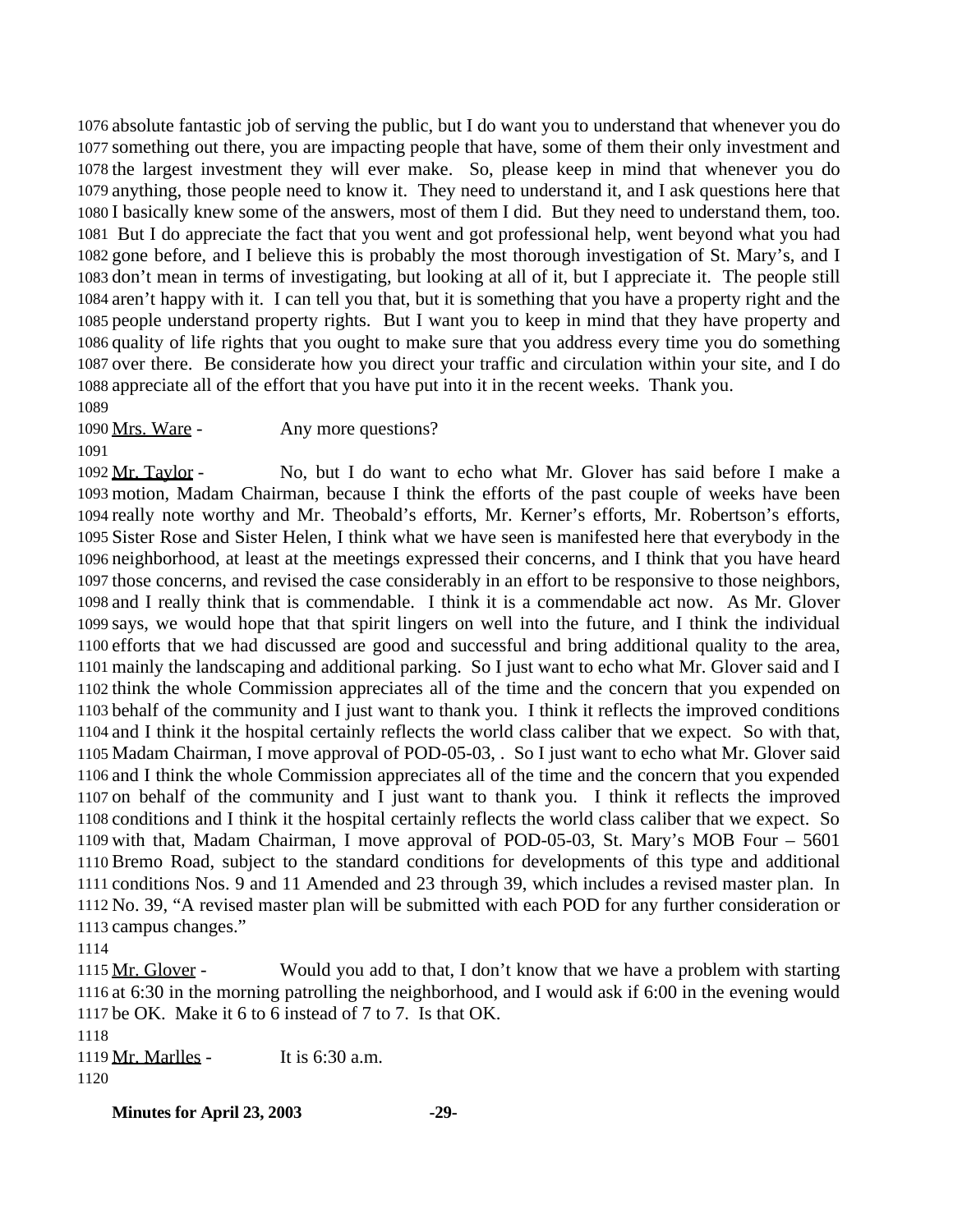absolute fantastic job of serving the public, but I do want you to understand that whenever you do something out there, you are impacting people that have, some of them their only investment and the largest investment they will ever make. So, please keep in mind that whenever you do anything, those people need to know it. They need to understand it, and I ask questions here that I basically knew some of the answers, most of them I did. But they need to understand them, too. But I do appreciate the fact that you went and got professional help, went beyond what you had gone before, and I believe this is probably the most thorough investigation of St. Mary's, and I don't mean in terms of investigating, but looking at all of it, but I appreciate it. The people still aren't happy with it. I can tell you that, but it is something that you have a property right and the people understand property rights. But I want you to keep in mind that they have property and quality of life rights that you ought to make sure that you address every time you do something over there. Be considerate how you direct your traffic and circulation within your site, and I do appreciate all of the effort that you have put into it in the recent weeks. Thank you.

Mrs. Ware - Any more questions?

Mr. Taylor - No, but I do want to echo what Mr. Glover has said before I make a motion, Madam Chairman, because I think the efforts of the past couple of weeks have been really note worthy and Mr. Theobald's efforts, Mr. Kerner's efforts, Mr. Robertson's efforts, Sister Rose and Sister Helen, I think what we have seen is manifested here that everybody in the neighborhood, at least at the meetings expressed their concerns, and I think that you have heard those concerns, and revised the case considerably in an effort to be responsive to those neighbors, and I really think that is commendable. I think it is a commendable act now. As Mr. Glover says, we would hope that that spirit lingers on well into the future, and I think the individual efforts that we had discussed are good and successful and bring additional quality to the area, mainly the landscaping and additional parking. So I just want to echo what Mr. Glover said and I think the whole Commission appreciates all of the time and the concern that you expended on behalf of the community and I just want to thank you. I think it reflects the improved conditions and I think it the hospital certainly reflects the world class caliber that we expect. So with that, Madam Chairman, I move approval of POD-05-03, . So I just want to echo what Mr. Glover said and I think the whole Commission appreciates all of the time and the concern that you expended on behalf of the community and I just want to thank you. I think it reflects the improved conditions and I think it the hospital certainly reflects the world class caliber that we expect. So with that, Madam Chairman, I move approval of POD-05-03, St. Mary's MOB Four – 5601 Bremo Road, subject to the standard conditions for developments of this type and additional conditions Nos. 9 and 11 Amended and 23 through 39, which includes a revised master plan. In No. 39, "A revised master plan will be submitted with each POD for any further consideration or campus changes."

Mr. Glover - Would you add to that, I don't know that we have a problem with starting at 6:30 in the morning patrolling the neighborhood, and I would ask if 6:00 in the evening would be OK. Make it 6 to 6 instead of 7 to 7. Is that OK.

Mr. Marlles - It is 6:30 a.m.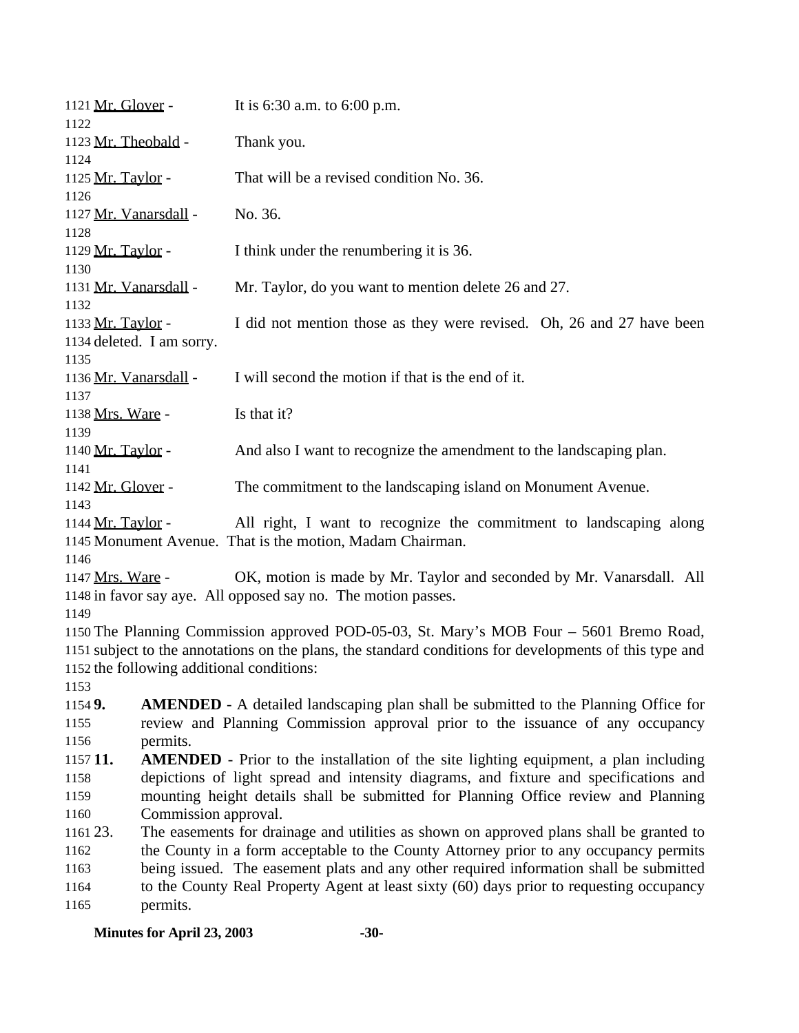Mr. Glover - It is 6:30 a.m. to 6:00 p.m.

Mr. Theobald - Thank you.

Mr. Taylor - That will be a revised condition No. 36.

Mr. Vanarsdall - No. 36.

Mr. Taylor - I think under the renumbering it is 36.

Mr. Vanarsdall - Mr. Taylor, do you want to mention delete 26 and 27.

Mr. Taylor - I did not mention those as they were revised. Oh, 26 and 27 have been deleted. I am sorry.

Mr. Vanarsdall - I will second the motion if that is the end of it.

Mrs. Ware - Is that it?

Mr. Taylor - And also I want to recognize the amendment to the landscaping plan.

Mr. Glover - The commitment to the landscaping island on Monument Avenue.

Mr. Taylor - All right, I want to recognize the commitment to landscaping along Monument Avenue. That is the motion, Madam Chairman.

Mrs. Ware - OK, motion is made by Mr. Taylor and seconded by Mr. Vanarsdall. All in favor say aye. All opposed say no. The motion passes.

The Planning Commission approved POD-05-03, St. Mary's MOB Four – 5601 Bremo Road, subject to the annotations on the plans, the standard conditions for developments of this type and the following additional conditions:

**9.** **AMENDED** - A detailed landscaping plan shall be submitted to the Planning Office for review and Planning Commission approval prior to the issuance of any occupancy permits.

**11.** **AMENDED** - Prior to the installation of the site lighting equipment, a plan including depictions of light spread and intensity diagrams, and fixture and specifications and mounting height details shall be submitted for Planning Office review and Planning Commission approval.

23. The easements for drainage and utilities as shown on approved plans shall be granted to the County in a form acceptable to the County Attorney prior to any occupancy permits being issued. The easement plats and any other required information shall be submitted to the County Real Property Agent at least sixty (60) days prior to requesting occupancy permits.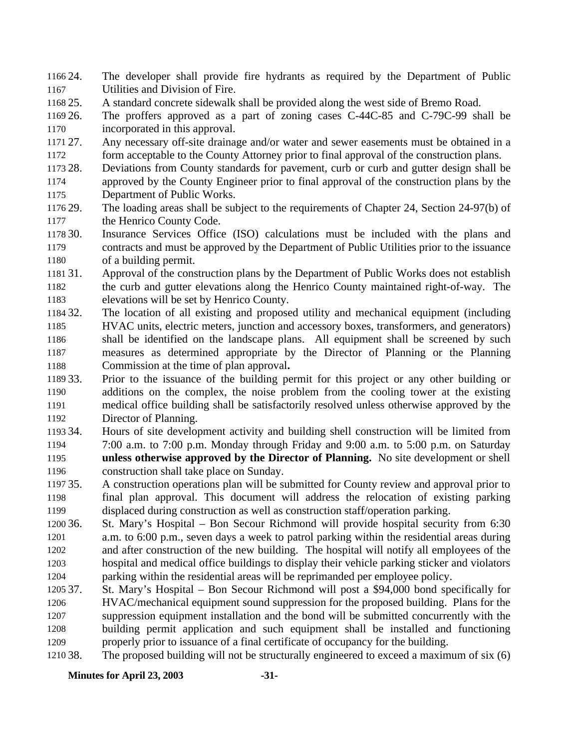24. The developer shall provide fire hydrants as required by the Department of Public Utilities and Division of Fire.
25. A standard concrete sidewalk shall be provided along the west side of Bremo Road.
26. The proffers approved as a part of zoning cases C-44C-85 and C-79C-99 shall be incorporated in this approval.
27. Any necessary off-site drainage and/or water and sewer easements must be obtained in a form acceptable to the County Attorney prior to final approval of the construction plans.
28. Deviations from County standards for pavement, curb or curb and gutter design shall be approved by the County Engineer prior to final approval of the construction plans by the Department of Public Works.
29. The loading areas shall be subject to the requirements of Chapter 24, Section 24-97(b) of the Henrico County Code.
30. Insurance Services Office (ISO) calculations must be included with the plans and contracts and must be approved by the Department of Public Utilities prior to the issuance of a building permit.
31. Approval of the construction plans by the Department of Public Works does not establish the curb and gutter elevations along the Henrico County maintained right-of-way. The elevations will be set by Henrico County.
32. The location of all existing and proposed utility and mechanical equipment (including HVAC units, electric meters, junction and accessory boxes, transformers, and generators) shall be identified on the landscape plans. All equipment shall be screened by such measures as determined appropriate by the Director of Planning or the Planning Commission at the time of plan approval**.**
33. Prior to the issuance of the building permit for this project or any other building or additions on the complex, the noise problem from the cooling tower at the existing medical office building shall be satisfactorily resolved unless otherwise approved by the Director of Planning.
34. Hours of site development activity and building shell construction will be limited from 7:00 a.m. to 7:00 p.m. Monday through Friday and 9:00 a.m. to 5:00 p.m. on Saturday **unless otherwise approved by the Director of Planning.** No site development or shell construction shall take place on Sunday.
35. A construction operations plan will be submitted for County review and approval prior to final plan approval. This document will address the relocation of existing parking displaced during construction as well as construction staff/operation parking.
36. St. Mary's Hospital – Bon Secour Richmond will provide hospital security from 6:30 a.m. to 6:00 p.m., seven days a week to patrol parking within the residential areas during and after construction of the new building. The hospital will notify all employees of the hospital and medical office buildings to display their vehicle parking sticker and violators parking within the residential areas will be reprimanded per employee policy.
37. St. Mary's Hospital – Bon Secour Richmond will post a $94,000 bond specifically for HVAC/mechanical equipment sound suppression for the proposed building. Plans for the suppression equipment installation and the bond will be submitted concurrently with the building permit application and such equipment shall be installed and functioning properly prior to issuance of a final certificate of occupancy for the building.
38. The proposed building will not be structurally engineered to exceed a maximum of six (6)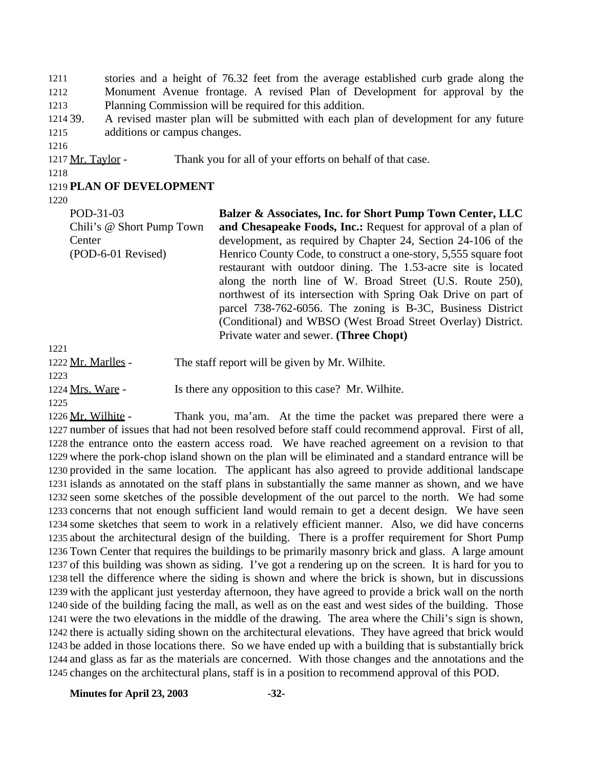stories and a height of 76.32 feet from the average established curb grade along the Monument Avenue frontage. A revised Plan of Development for approval by the Planning Commission will be required for this addition.

39. A revised master plan will be submitted with each plan of development for any future additions or campus changes.

Mr. Taylor - Thank you for all of your efforts on behalf of that case.

## PLAN OF DEVELOPMENT

POD-31-03
Chili's @ Short Pump Town Center
(POD-6-01 Revised)

**Balzer & Associates, Inc. for Short Pump Town Center, LLC and Chesapeake Foods, Inc.:** Request for approval of a plan of development, as required by Chapter 24, Section 24-106 of the Henrico County Code, to construct a one-story, 5,555 square foot restaurant with outdoor dining. The 1.53-acre site is located along the north line of W. Broad Street (U.S. Route 250), northwest of its intersection with Spring Oak Drive on part of parcel 738-762-6056. The zoning is B-3C, Business District (Conditional) and WBSO (West Broad Street Overlay) District. Private water and sewer. **(Three Chopt)**

Mr. Marlles - The staff report will be given by Mr. Wilhite.

Mrs. Ware - Is there any opposition to this case? Mr. Wilhite.

Mr. Wilhite - Thank you, ma'am. At the time the packet was prepared there were a number of issues that had not been resolved before staff could recommend approval. First of all, the entrance onto the eastern access road. We have reached agreement on a revision to that where the pork-chop island shown on the plan will be eliminated and a standard entrance will be provided in the same location. The applicant has also agreed to provide additional landscape islands as annotated on the staff plans in substantially the same manner as shown, and we have seen some sketches of the possible development of the out parcel to the north. We had some concerns that not enough sufficient land would remain to get a decent design. We have seen some sketches that seem to work in a relatively efficient manner. Also, we did have concerns about the architectural design of the building. There is a proffer requirement for Short Pump Town Center that requires the buildings to be primarily masonry brick and glass. A large amount of this building was shown as siding. I've got a rendering up on the screen. It is hard for you to tell the difference where the siding is shown and where the brick is shown, but in discussions with the applicant just yesterday afternoon, they have agreed to provide a brick wall on the north side of the building facing the mall, as well as on the east and west sides of the building. Those were the two elevations in the middle of the drawing. The area where the Chili's sign is shown, there is actually siding shown on the architectural elevations. They have agreed that brick would be added in those locations there. So we have ended up with a building that is substantially brick and glass as far as the materials are concerned. With those changes and the annotations and the changes on the architectural plans, staff is in a position to recommend approval of this POD.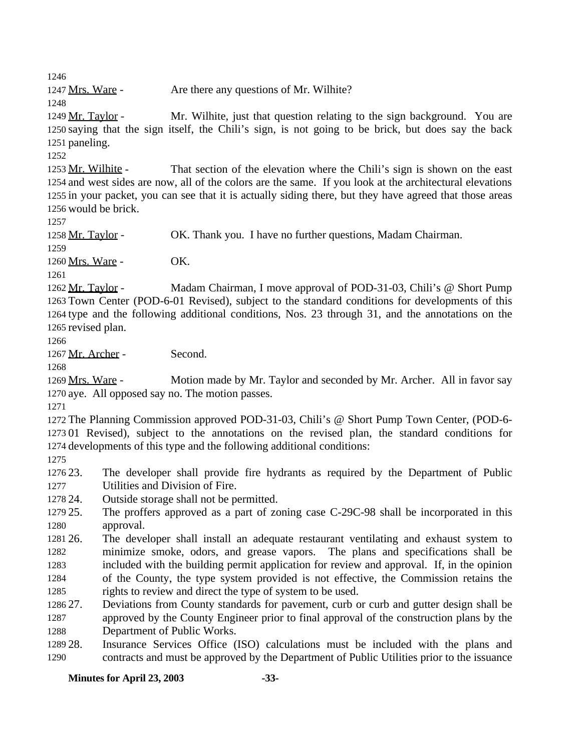Mrs. Ware - Are there any questions of Mr. Wilhite?

Mr. Taylor - Mr. Wilhite, just that question relating to the sign background. You are saying that the sign itself, the Chili's sign, is not going to be brick, but does say the back paneling.

Mr. Wilhite - That section of the elevation where the Chili's sign is shown on the east and west sides are now, all of the colors are the same. If you look at the architectural elevations in your packet, you can see that it is actually siding there, but they have agreed that those areas would be brick.

Mr. Taylor - OK. Thank you. I have no further questions, Madam Chairman.

Mrs. Ware - OK.

Mr. Taylor - Madam Chairman, I move approval of POD-31-03, Chili's @ Short Pump Town Center (POD-6-01 Revised), subject to the standard conditions for developments of this type and the following additional conditions, Nos. 23 through 31, and the annotations on the revised plan.

Mr. Archer - Second.

Mrs. Ware - Motion made by Mr. Taylor and seconded by Mr. Archer. All in favor say aye. All opposed say no. The motion passes.

The Planning Commission approved POD-31-03, Chili's @ Short Pump Town Center, (POD-6-01 Revised), subject to the annotations on the revised plan, the standard conditions for developments of this type and the following additional conditions:

23. The developer shall provide fire hydrants as required by the Department of Public Utilities and Division of Fire.
24. Outside storage shall not be permitted.
25. The proffers approved as a part of zoning case C-29C-98 shall be incorporated in this approval.
26. The developer shall install an adequate restaurant ventilating and exhaust system to minimize smoke, odors, and grease vapors. The plans and specifications shall be included with the building permit application for review and approval. If, in the opinion of the County, the type system provided is not effective, the Commission retains the rights to review and direct the type of system to be used.
27. Deviations from County standards for pavement, curb or curb and gutter design shall be approved by the County Engineer prior to final approval of the construction plans by the Department of Public Works.
28. Insurance Services Office (ISO) calculations must be included with the plans and contracts and must be approved by the Department of Public Utilities prior to the issuance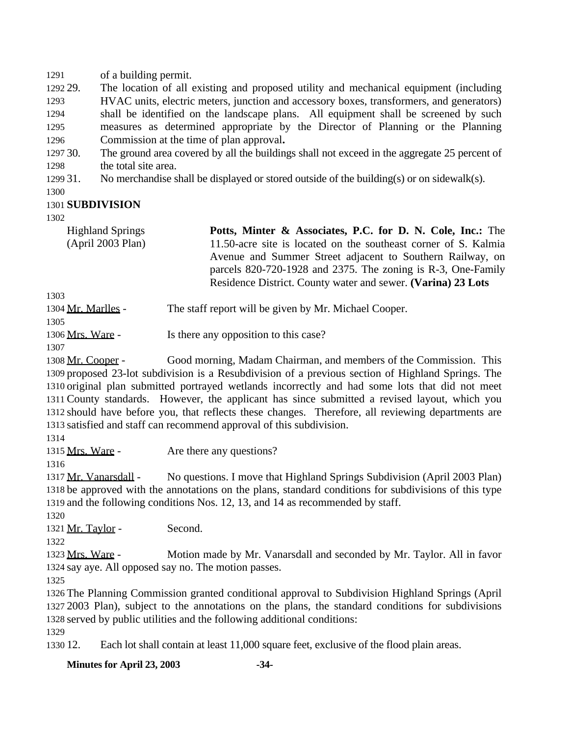of a building permit.

29. The location of all existing and proposed utility and mechanical equipment (including HVAC units, electric meters, junction and accessory boxes, transformers, and generators) shall be identified on the landscape plans. All equipment shall be screened by such measures as determined appropriate by the Director of Planning or the Planning Commission at the time of plan approval**.**
30. The ground area covered by all the buildings shall not exceed in the aggregate 25 percent of the total site area.
31. No merchandise shall be displayed or stored outside of the building(s) or on sidewalk(s).

**SUBDIVISION**

Highland Springs (April 2003 Plan)

**Potts, Minter & Associates, P.C. for D. N. Cole, Inc.:** The 11.50-acre site is located on the southeast corner of S. Kalmia Avenue and Summer Street adjacent to Southern Railway, on parcels 820-720-1928 and 2375. The zoning is R-3, One-Family Residence District. County water and sewer. **(Varina) 23 Lots**

Mr. Marlles - The staff report will be given by Mr. Michael Cooper.

Mrs. Ware - Is there any opposition to this case?

Mr. Cooper - Good morning, Madam Chairman, and members of the Commission. This proposed 23-lot subdivision is a Resubdivision of a previous section of Highland Springs. The original plan submitted portrayed wetlands incorrectly and had some lots that did not meet County standards. However, the applicant has since submitted a revised layout, which you should have before you, that reflects these changes. Therefore, all reviewing departments are satisfied and staff can recommend approval of this subdivision.

Mrs. Ware - Are there any questions?

Mr. Vanarsdall - No questions. I move that Highland Springs Subdivision (April 2003 Plan) be approved with the annotations on the plans, standard conditions for subdivisions of this type and the following conditions Nos. 12, 13, and 14 as recommended by staff.

Mr. Taylor - Second.

Mrs. Ware - Motion made by Mr. Vanarsdall and seconded by Mr. Taylor. All in favor say aye. All opposed say no. The motion passes.

The Planning Commission granted conditional approval to Subdivision Highland Springs (April 2003 Plan), subject to the annotations on the plans, the standard conditions for subdivisions served by public utilities and the following additional conditions:

12. Each lot shall contain at least 11,000 square feet, exclusive of the flood plain areas.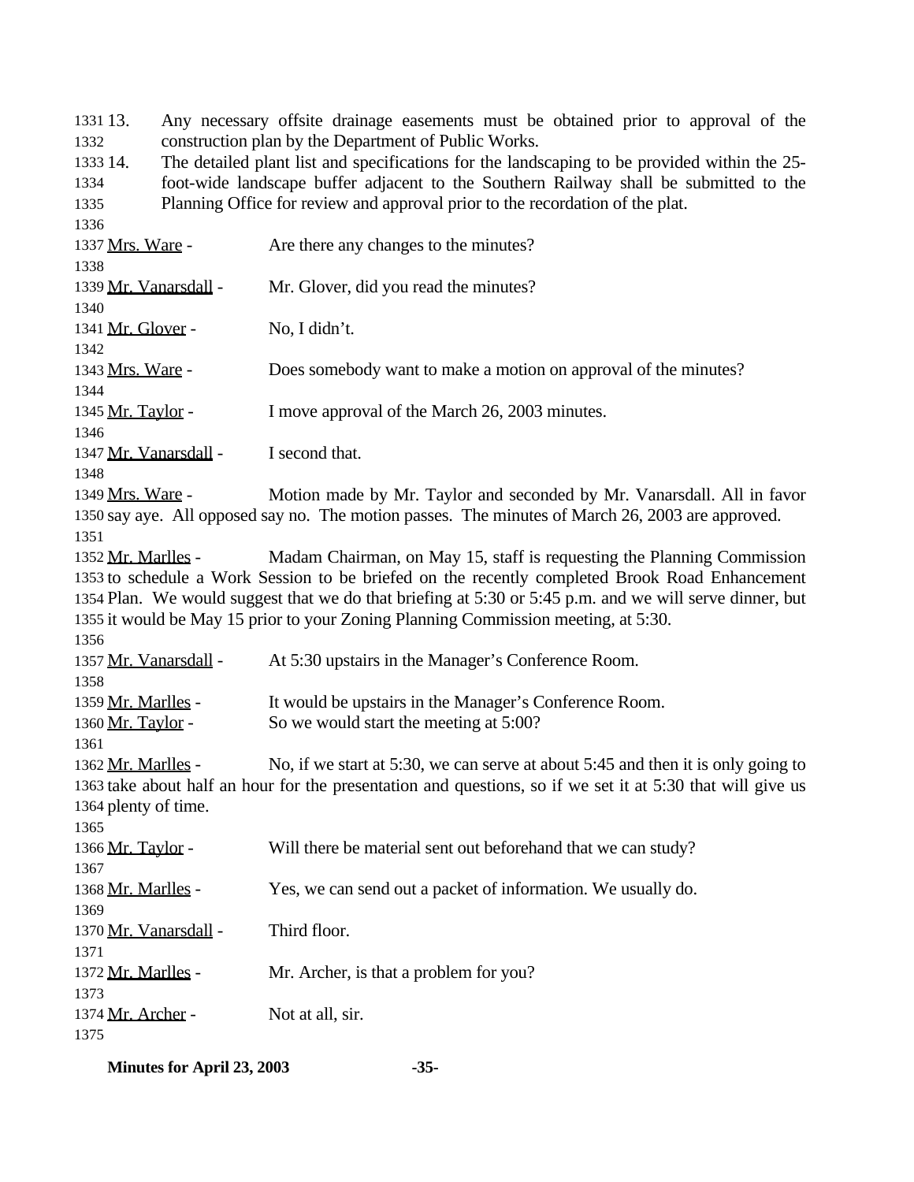13. Any necessary offsite drainage easements must be obtained prior to approval of the construction plan by the Department of Public Works.
14. The detailed plant list and specifications for the landscaping to be provided within the 25-foot-wide landscape buffer adjacent to the Southern Railway shall be submitted to the Planning Office for review and approval prior to the recordation of the plat.

Mrs. Ware - Are there any changes to the minutes?

Mr. Vanarsdall - Mr. Glover, did you read the minutes?

Mr. Glover - No, I didn't.

Mrs. Ware - Does somebody want to make a motion on approval of the minutes?

Mr. Taylor - I move approval of the March 26, 2003 minutes.

Mr. Vanarsdall - I second that.

Mrs. Ware - Motion made by Mr. Taylor and seconded by Mr. Vanarsdall. All in favor say aye. All opposed say no. The motion passes. The minutes of March 26, 2003 are approved.

Mr. Marlles - Madam Chairman, on May 15, staff is requesting the Planning Commission to schedule a Work Session to be briefed on the recently completed Brook Road Enhancement Plan. We would suggest that we do that briefing at 5:30 or 5:45 p.m. and we will serve dinner, but it would be May 15 prior to your Zoning Planning Commission meeting, at 5:30.

Mr. Vanarsdall - At 5:30 upstairs in the Manager's Conference Room.

Mr. Marlles - It would be upstairs in the Manager's Conference Room.
Mr. Taylor - So we would start the meeting at 5:00?

Mr. Marlles - No, if we start at 5:30, we can serve at about 5:45 and then it is only going to take about half an hour for the presentation and questions, so if we set it at 5:30 that will give us plenty of time.

Mr. Taylor - Will there be material sent out beforehand that we can study?

Mr. Marlles - Yes, we can send out a packet of information. We usually do.

Mr. Vanarsdall - Third floor.

Mr. Marlles - Mr. Archer, is that a problem for you?

Mr. Archer - Not at all, sir.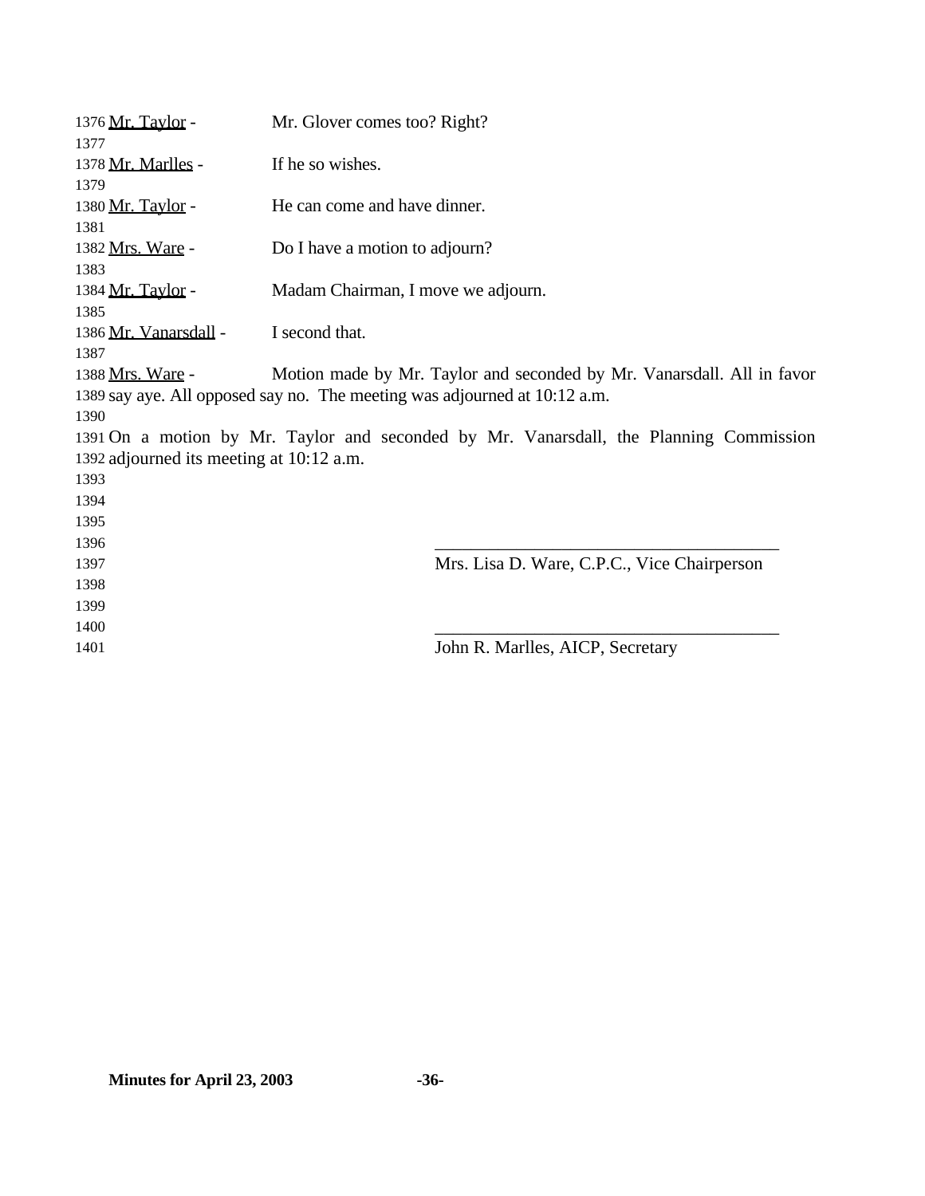Mr. Taylor - Mr. Glover comes too? Right?

Mr. Marlles - If he so wishes.

Mr. Taylor - He can come and have dinner.

Mrs. Ware - Do I have a motion to adjourn?

Mr. Taylor - Madam Chairman, I move we adjourn.

Mr. Vanarsdall - I second that.

Mrs. Ware - Motion made by Mr. Taylor and seconded by Mr. Vanarsdall. All in favor say aye. All opposed say no. The meeting was adjourned at 10:12 a.m.

On a motion by Mr. Taylor and seconded by Mr. Vanarsdall, the Planning Commission adjourned its meeting at 10:12 a.m.

\_\_\_\_\_\_\_\_\_\_\_\_\_\_\_\_\_\_\_\_\_\_\_\_\_\_\_\_\_\_\_\_\_\_\_\_\_\_\_\_

Mrs. Lisa D. Ware, C.P.C., Vice Chairperson

\_\_\_\_\_\_\_\_\_\_\_\_\_\_\_\_\_\_\_\_\_\_\_\_\_\_\_\_\_\_\_\_\_\_\_\_\_\_\_\_

John R. Marlles, AICP, Secretary